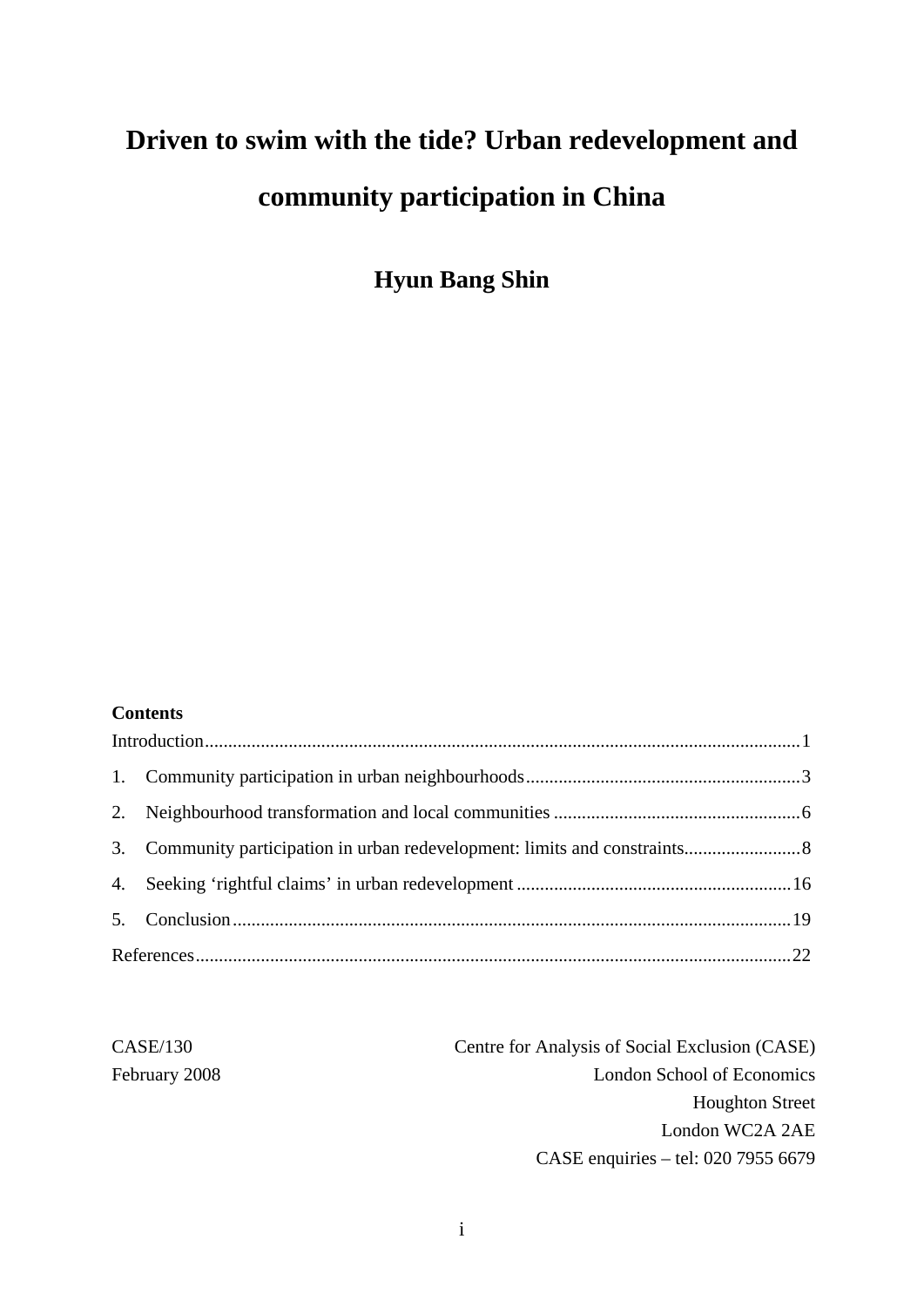# Driven to swim with the tide? Urban redevelopment and community participation in China

**Hyun Bang Shin**

**Contents**

Introduction....................................................................................................................1

1. Community participation in urban neighbourhoods...........................................................3
2. Neighbourhood transformation and local communities .....................................................6
3. Community participation in urban redevelopment: limits and constraints.........................8
4. Seeking 'rightful claims' in urban redevelopment ..........................................................16
5. Conclusion.......................................................................................................................19

References..........................................................................................................................22

CASE/130
February 2008

Centre for Analysis of Social Exclusion (CASE)
London School of Economics
Houghton Street
London WC2A 2AE
CASE enquiries – tel: 020 7955 6679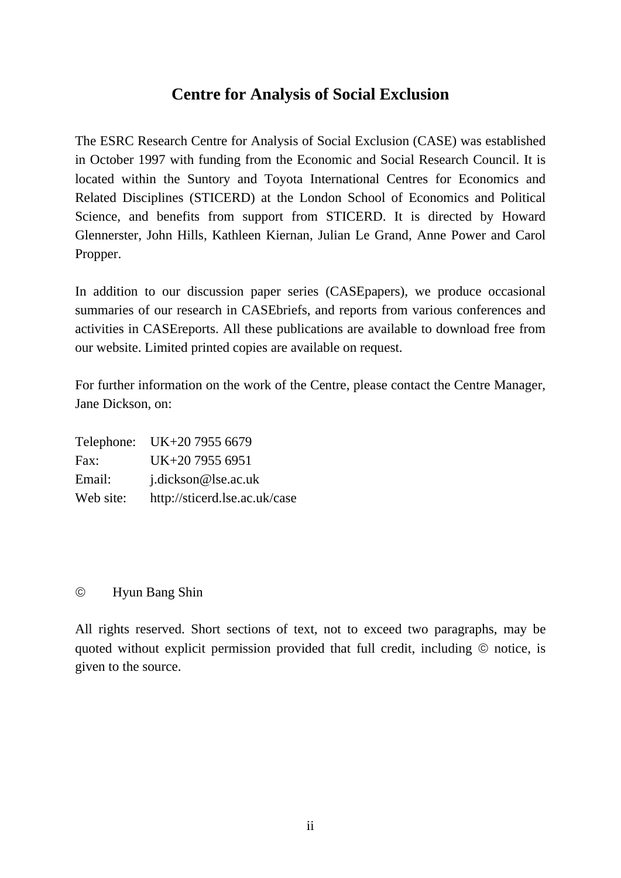## Centre for Analysis of Social Exclusion

The ESRC Research Centre for Analysis of Social Exclusion (CASE) was established in October 1997 with funding from the Economic and Social Research Council. It is located within the Suntory and Toyota International Centres for Economics and Related Disciplines (STICERD) at the London School of Economics and Political Science, and benefits from support from STICERD. It is directed by Howard Glennerster, John Hills, Kathleen Kiernan, Julian Le Grand, Anne Power and Carol Propper.

In addition to our discussion paper series (CASEpapers), we produce occasional summaries of our research in CASEbriefs, and reports from various conferences and activities in CASEreports. All these publications are available to download free from our website. Limited printed copies are available on request.

For further information on the work of the Centre, please contact the Centre Manager, Jane Dickson, on:

Telephone: UK+20 7955 6679
Fax: UK+20 7955 6951
Email: j.dickson@lse.ac.uk
Web site: http://sticerd.lse.ac.uk/case

© Hyun Bang Shin

All rights reserved. Short sections of text, not to exceed two paragraphs, may be quoted without explicit permission provided that full credit, including © notice, is given to the source.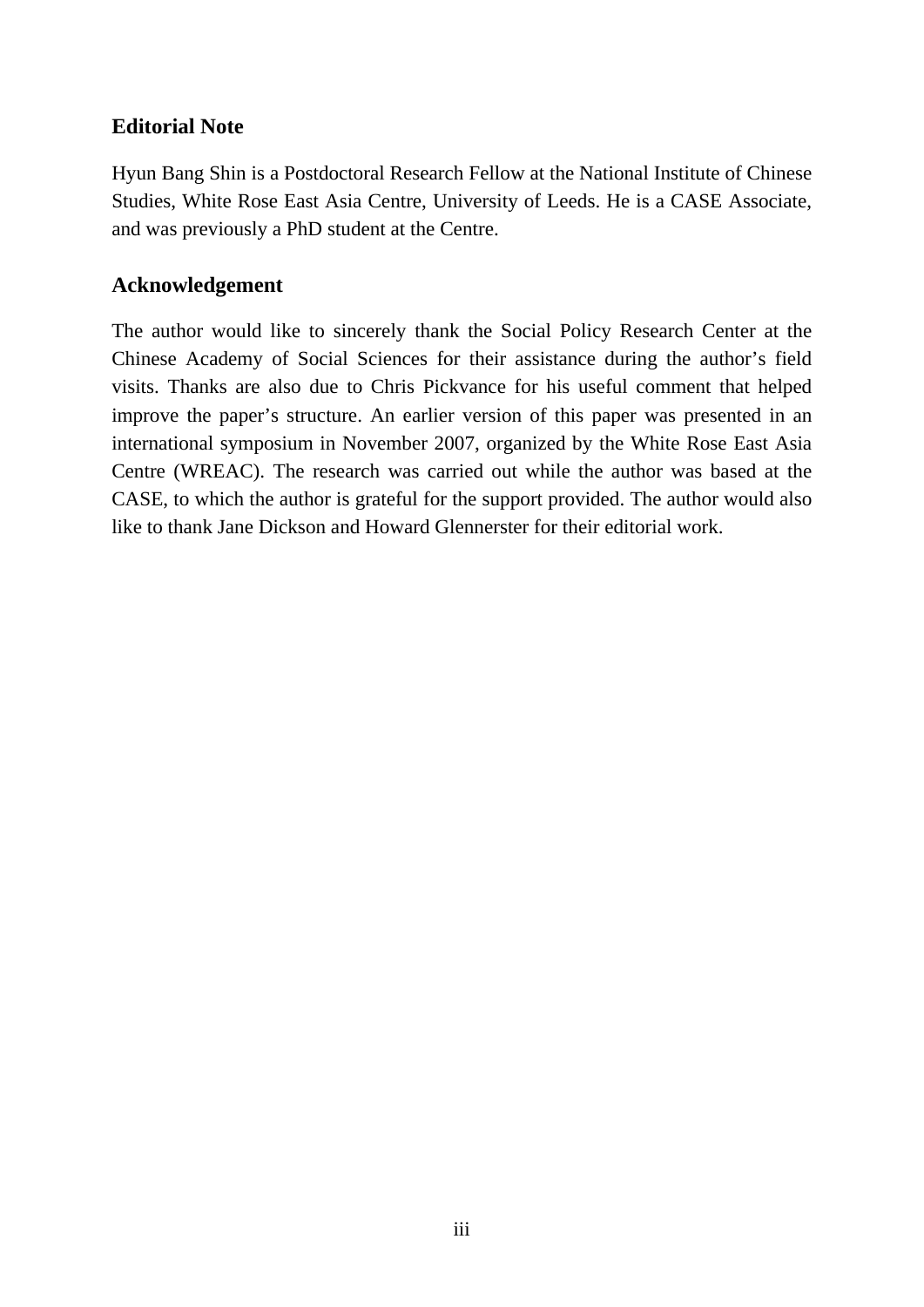## Editorial Note

Hyun Bang Shin is a Postdoctoral Research Fellow at the National Institute of Chinese Studies, White Rose East Asia Centre, University of Leeds. He is a CASE Associate, and was previously a PhD student at the Centre.

## Acknowledgement

The author would like to sincerely thank the Social Policy Research Center at the Chinese Academy of Social Sciences for their assistance during the author's field visits. Thanks are also due to Chris Pickvance for his useful comment that helped improve the paper's structure. An earlier version of this paper was presented in an international symposium in November 2007, organized by the White Rose East Asia Centre (WREAC). The research was carried out while the author was based at the CASE, to which the author is grateful for the support provided. The author would also like to thank Jane Dickson and Howard Glennerster for their editorial work.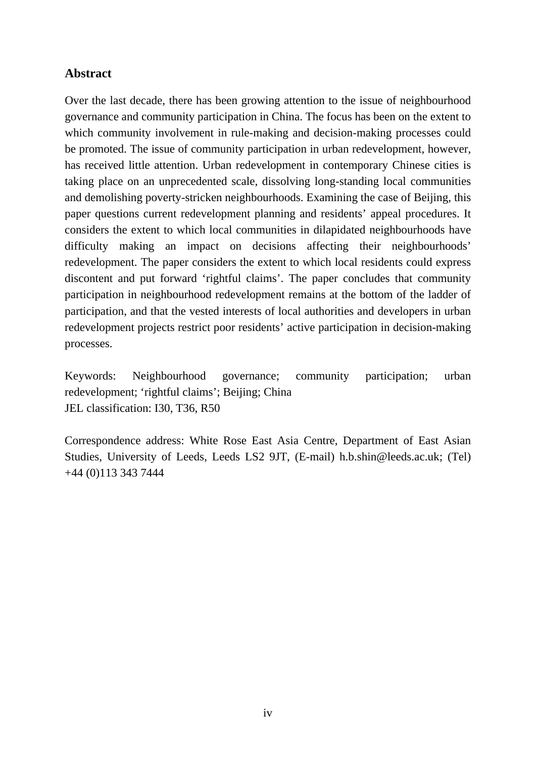## Abstract

Over the last decade, there has been growing attention to the issue of neighbourhood governance and community participation in China. The focus has been on the extent to which community involvement in rule-making and decision-making processes could be promoted. The issue of community participation in urban redevelopment, however, has received little attention. Urban redevelopment in contemporary Chinese cities is taking place on an unprecedented scale, dissolving long-standing local communities and demolishing poverty-stricken neighbourhoods. Examining the case of Beijing, this paper questions current redevelopment planning and residents' appeal procedures. It considers the extent to which local communities in dilapidated neighbourhoods have difficulty making an impact on decisions affecting their neighbourhoods' redevelopment. The paper considers the extent to which local residents could express discontent and put forward 'rightful claims'. The paper concludes that community participation in neighbourhood redevelopment remains at the bottom of the ladder of participation, and that the vested interests of local authorities and developers in urban redevelopment projects restrict poor residents' active participation in decision-making processes.

Keywords: Neighbourhood governance; community participation; urban redevelopment; 'rightful claims'; Beijing; China
JEL classification: I30, T36, R50

Correspondence address: White Rose East Asia Centre, Department of East Asian Studies, University of Leeds, Leeds LS2 9JT, (E-mail) h.b.shin@leeds.ac.uk; (Tel) +44 (0)113 343 7444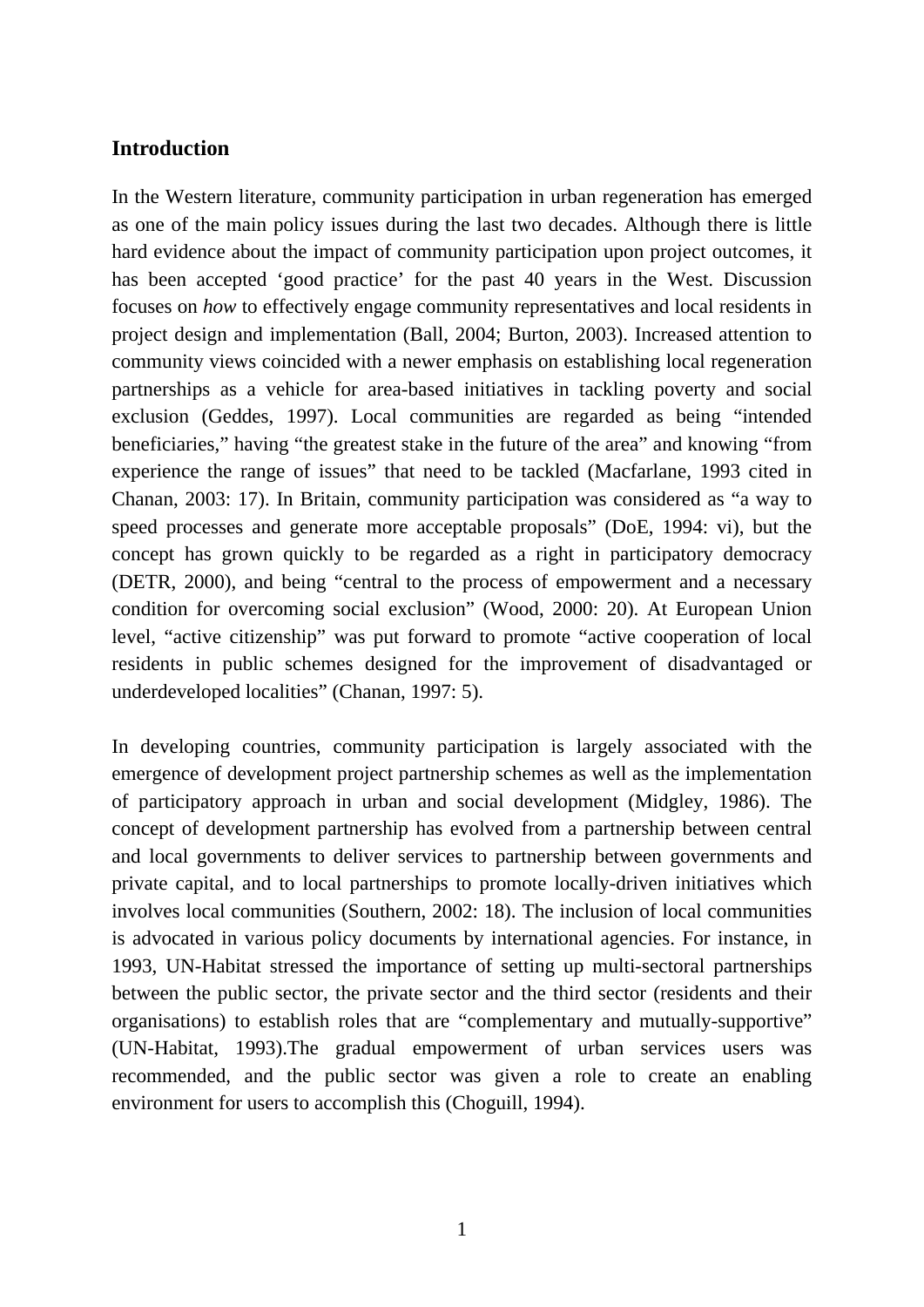## Introduction

In the Western literature, community participation in urban regeneration has emerged as one of the main policy issues during the last two decades. Although there is little hard evidence about the impact of community participation upon project outcomes, it has been accepted 'good practice' for the past 40 years in the West. Discussion focuses on *how* to effectively engage community representatives and local residents in project design and implementation (Ball, 2004; Burton, 2003). Increased attention to community views coincided with a newer emphasis on establishing local regeneration partnerships as a vehicle for area-based initiatives in tackling poverty and social exclusion (Geddes, 1997). Local communities are regarded as being "intended beneficiaries," having "the greatest stake in the future of the area" and knowing "from experience the range of issues" that need to be tackled (Macfarlane, 1993 cited in Chanan, 2003: 17). In Britain, community participation was considered as "a way to speed processes and generate more acceptable proposals" (DoE, 1994: vi), but the concept has grown quickly to be regarded as a right in participatory democracy (DETR, 2000), and being "central to the process of empowerment and a necessary condition for overcoming social exclusion" (Wood, 2000: 20). At European Union level, "active citizenship" was put forward to promote "active cooperation of local residents in public schemes designed for the improvement of disadvantaged or underdeveloped localities" (Chanan, 1997: 5).

In developing countries, community participation is largely associated with the emergence of development project partnership schemes as well as the implementation of participatory approach in urban and social development (Midgley, 1986). The concept of development partnership has evolved from a partnership between central and local governments to deliver services to partnership between governments and private capital, and to local partnerships to promote locally-driven initiatives which involves local communities (Southern, 2002: 18). The inclusion of local communities is advocated in various policy documents by international agencies. For instance, in 1993, UN-Habitat stressed the importance of setting up multi-sectoral partnerships between the public sector, the private sector and the third sector (residents and their organisations) to establish roles that are "complementary and mutually-supportive" (UN-Habitat, 1993).The gradual empowerment of urban services users was recommended, and the public sector was given a role to create an enabling environment for users to accomplish this (Choguill, 1994).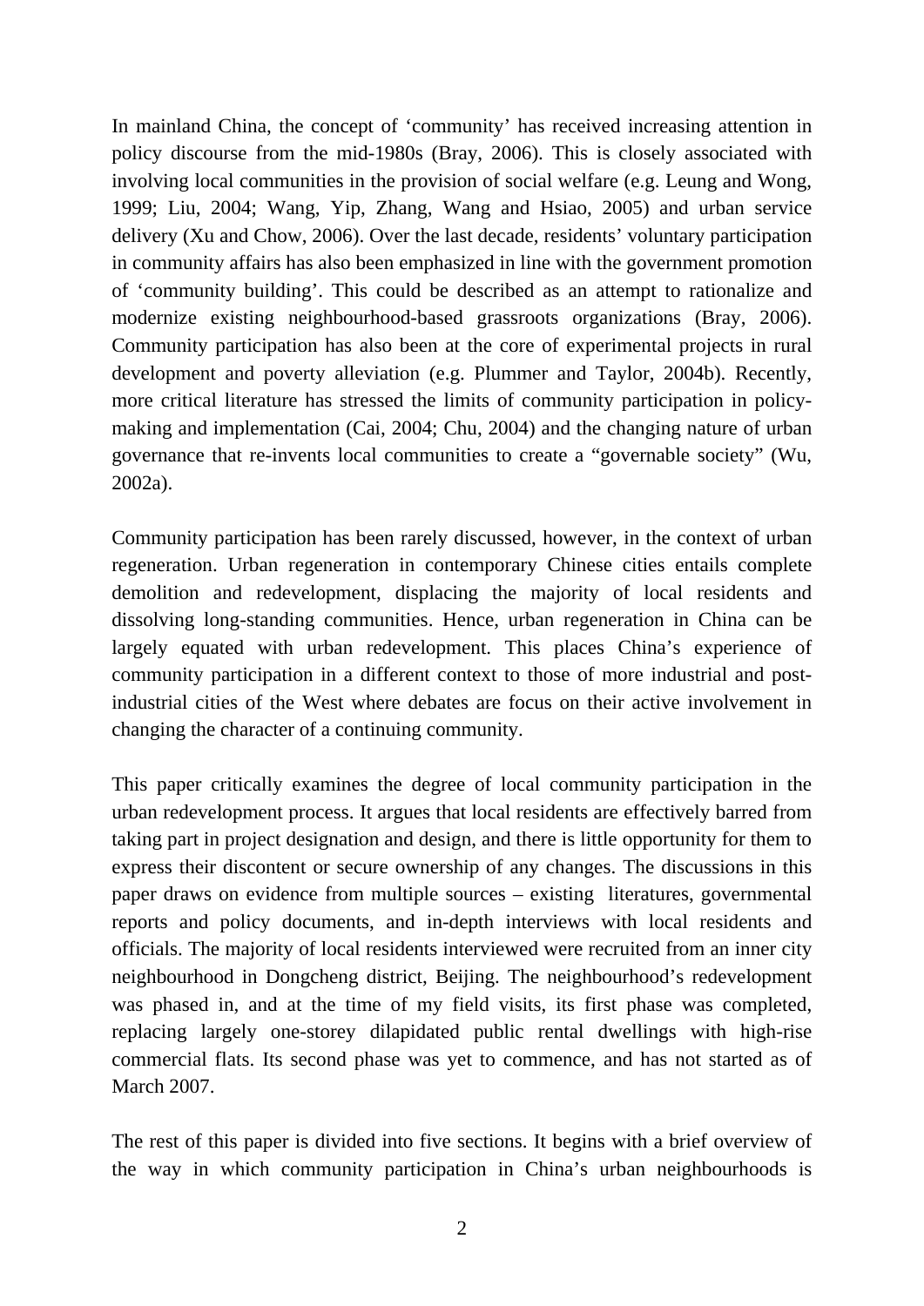In mainland China, the concept of 'community' has received increasing attention in policy discourse from the mid-1980s (Bray, 2006). This is closely associated with involving local communities in the provision of social welfare (e.g. Leung and Wong, 1999; Liu, 2004; Wang, Yip, Zhang, Wang and Hsiao, 2005) and urban service delivery (Xu and Chow, 2006). Over the last decade, residents' voluntary participation in community affairs has also been emphasized in line with the government promotion of 'community building'. This could be described as an attempt to rationalize and modernize existing neighbourhood-based grassroots organizations (Bray, 2006). Community participation has also been at the core of experimental projects in rural development and poverty alleviation (e.g. Plummer and Taylor, 2004b). Recently, more critical literature has stressed the limits of community participation in policy-making and implementation (Cai, 2004; Chu, 2004) and the changing nature of urban governance that re-invents local communities to create a "governable society" (Wu, 2002a).

Community participation has been rarely discussed, however, in the context of urban regeneration. Urban regeneration in contemporary Chinese cities entails complete demolition and redevelopment, displacing the majority of local residents and dissolving long-standing communities. Hence, urban regeneration in China can be largely equated with urban redevelopment. This places China's experience of community participation in a different context to those of more industrial and post-industrial cities of the West where debates are focus on their active involvement in changing the character of a continuing community.

This paper critically examines the degree of local community participation in the urban redevelopment process. It argues that local residents are effectively barred from taking part in project designation and design, and there is little opportunity for them to express their discontent or secure ownership of any changes. The discussions in this paper draws on evidence from multiple sources – existing literatures, governmental reports and policy documents, and in-depth interviews with local residents and officials. The majority of local residents interviewed were recruited from an inner city neighbourhood in Dongcheng district, Beijing. The neighbourhood's redevelopment was phased in, and at the time of my field visits, its first phase was completed, replacing largely one-storey dilapidated public rental dwellings with high-rise commercial flats. Its second phase was yet to commence, and has not started as of March 2007.

The rest of this paper is divided into five sections. It begins with a brief overview of the way in which community participation in China's urban neighbourhoods is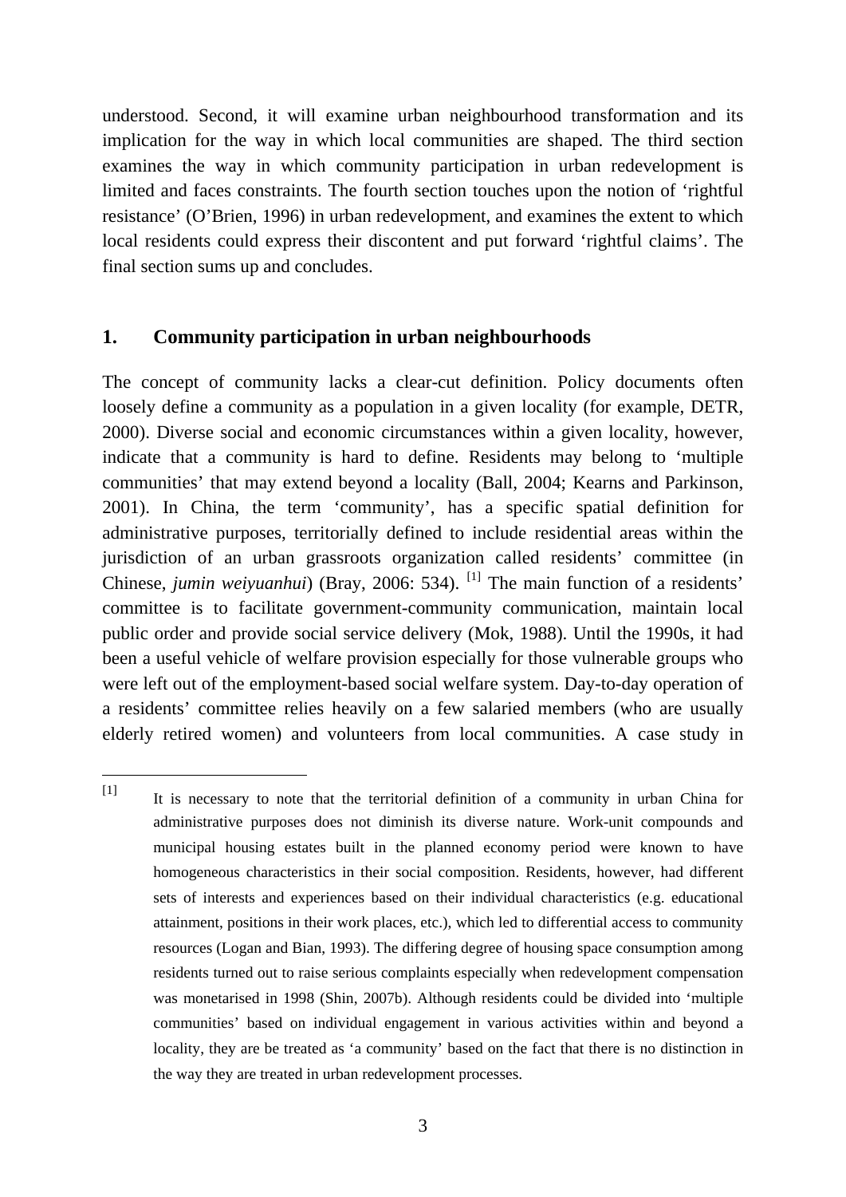understood. Second, it will examine urban neighbourhood transformation and its implication for the way in which local communities are shaped. The third section examines the way in which community participation in urban redevelopment is limited and faces constraints. The fourth section touches upon the notion of 'rightful resistance' (O'Brien, 1996) in urban redevelopment, and examines the extent to which local residents could express their discontent and put forward 'rightful claims'. The final section sums up and concludes.

## 1. Community participation in urban neighbourhoods

The concept of community lacks a clear-cut definition. Policy documents often loosely define a community as a population in a given locality (for example, DETR, 2000). Diverse social and economic circumstances within a given locality, however, indicate that a community is hard to define. Residents may belong to 'multiple communities' that may extend beyond a locality (Ball, 2004; Kearns and Parkinson, 2001). In China, the term 'community', has a specific spatial definition for administrative purposes, territorially defined to include residential areas within the jurisdiction of an urban grassroots organization called residents' committee (in Chinese, *jumin weiyuanhui*) (Bray, 2006: 534). [1] The main function of a residents' committee is to facilitate government-community communication, maintain local public order and provide social service delivery (Mok, 1988). Until the 1990s, it had been a useful vehicle of welfare provision especially for those vulnerable groups who were left out of the employment-based social welfare system. Day-to-day operation of a residents' committee relies heavily on a few salaried members (who are usually elderly retired women) and volunteers from local communities. A case study in

---

[1] It is necessary to note that the territorial definition of a community in urban China for administrative purposes does not diminish its diverse nature. Work-unit compounds and municipal housing estates built in the planned economy period were known to have homogeneous characteristics in their social composition. Residents, however, had different sets of interests and experiences based on their individual characteristics (e.g. educational attainment, positions in their work places, etc.), which led to differential access to community resources (Logan and Bian, 1993). The differing degree of housing space consumption among residents turned out to raise serious complaints especially when redevelopment compensation was monetarised in 1998 (Shin, 2007b). Although residents could be divided into 'multiple communities' based on individual engagement in various activities within and beyond a locality, they are be treated as 'a community' based on the fact that there is no distinction in the way they are treated in urban redevelopment processes.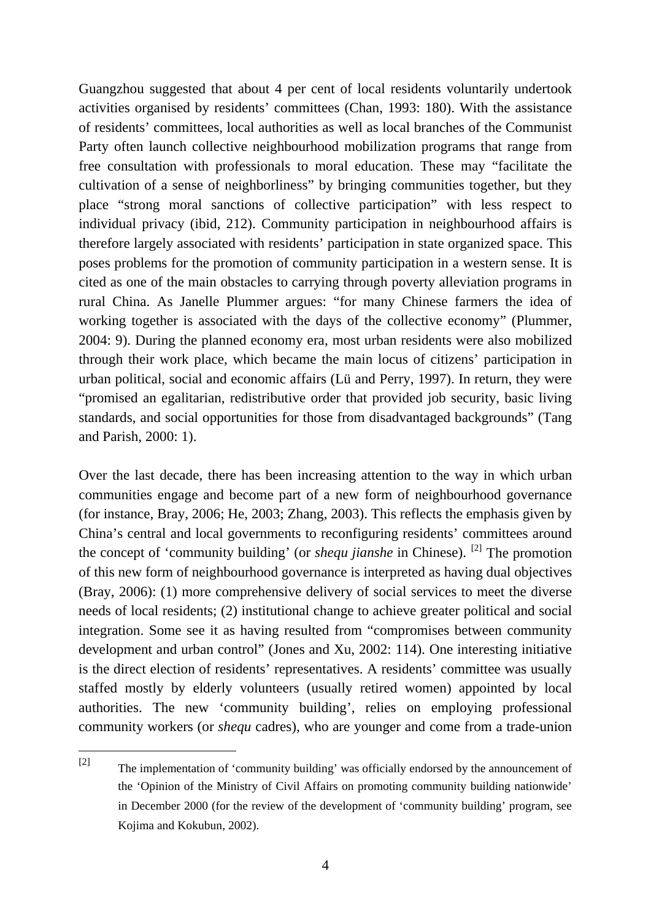Guangzhou suggested that about 4 per cent of local residents voluntarily undertook activities organised by residents' committees (Chan, 1993: 180). With the assistance of residents' committees, local authorities as well as local branches of the Communist Party often launch collective neighbourhood mobilization programs that range from free consultation with professionals to moral education. These may "facilitate the cultivation of a sense of neighborliness" by bringing communities together, but they place "strong moral sanctions of collective participation" with less respect to individual privacy (ibid, 212). Community participation in neighbourhood affairs is therefore largely associated with residents' participation in state organized space. This poses problems for the promotion of community participation in a western sense. It is cited as one of the main obstacles to carrying through poverty alleviation programs in rural China. As Janelle Plummer argues: "for many Chinese farmers the idea of working together is associated with the days of the collective economy" (Plummer, 2004: 9). During the planned economy era, most urban residents were also mobilized through their work place, which became the main locus of citizens' participation in urban political, social and economic affairs (Lü and Perry, 1997). In return, they were "promised an egalitarian, redistributive order that provided job security, basic living standards, and social opportunities for those from disadvantaged backgrounds" (Tang and Parish, 2000: 1).

Over the last decade, there has been increasing attention to the way in which urban communities engage and become part of a new form of neighbourhood governance (for instance, Bray, 2006; He, 2003; Zhang, 2003). This reflects the emphasis given by China's central and local governments to reconfiguring residents' committees around the concept of 'community building' (or *shequ jianshe* in Chinese). [2] The promotion of this new form of neighbourhood governance is interpreted as having dual objectives (Bray, 2006): (1) more comprehensive delivery of social services to meet the diverse needs of local residents; (2) institutional change to achieve greater political and social integration. Some see it as having resulted from "compromises between community development and urban control" (Jones and Xu, 2002: 114). One interesting initiative is the direct election of residents' representatives. A residents' committee was usually staffed mostly by elderly volunteers (usually retired women) appointed by local authorities. The new 'community building', relies on employing professional community workers (or *shequ* cadres), who are younger and come from a trade-union

[2] The implementation of 'community building' was officially endorsed by the announcement of the 'Opinion of the Ministry of Civil Affairs on promoting community building nationwide' in December 2000 (for the review of the development of 'community building' program, see Kojima and Kokubun, 2002).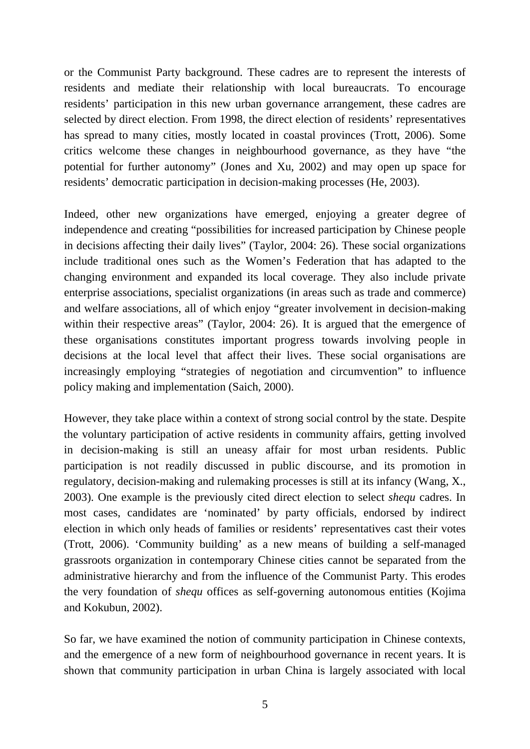or the Communist Party background. These cadres are to represent the interests of residents and mediate their relationship with local bureaucrats. To encourage residents' participation in this new urban governance arrangement, these cadres are selected by direct election. From 1998, the direct election of residents' representatives has spread to many cities, mostly located in coastal provinces (Trott, 2006). Some critics welcome these changes in neighbourhood governance, as they have "the potential for further autonomy" (Jones and Xu, 2002) and may open up space for residents' democratic participation in decision-making processes (He, 2003).

Indeed, other new organizations have emerged, enjoying a greater degree of independence and creating "possibilities for increased participation by Chinese people in decisions affecting their daily lives" (Taylor, 2004: 26). These social organizations include traditional ones such as the Women's Federation that has adapted to the changing environment and expanded its local coverage. They also include private enterprise associations, specialist organizations (in areas such as trade and commerce) and welfare associations, all of which enjoy "greater involvement in decision-making within their respective areas" (Taylor, 2004: 26). It is argued that the emergence of these organisations constitutes important progress towards involving people in decisions at the local level that affect their lives. These social organisations are increasingly employing "strategies of negotiation and circumvention" to influence policy making and implementation (Saich, 2000).

However, they take place within a context of strong social control by the state. Despite the voluntary participation of active residents in community affairs, getting involved in decision-making is still an uneasy affair for most urban residents. Public participation is not readily discussed in public discourse, and its promotion in regulatory, decision-making and rulemaking processes is still at its infancy (Wang, X., 2003). One example is the previously cited direct election to select *shequ* cadres. In most cases, candidates are 'nominated' by party officials, endorsed by indirect election in which only heads of families or residents' representatives cast their votes (Trott, 2006). 'Community building' as a new means of building a self-managed grassroots organization in contemporary Chinese cities cannot be separated from the administrative hierarchy and from the influence of the Communist Party. This erodes the very foundation of *shequ* offices as self-governing autonomous entities (Kojima and Kokubun, 2002).

So far, we have examined the notion of community participation in Chinese contexts, and the emergence of a new form of neighbourhood governance in recent years. It is shown that community participation in urban China is largely associated with local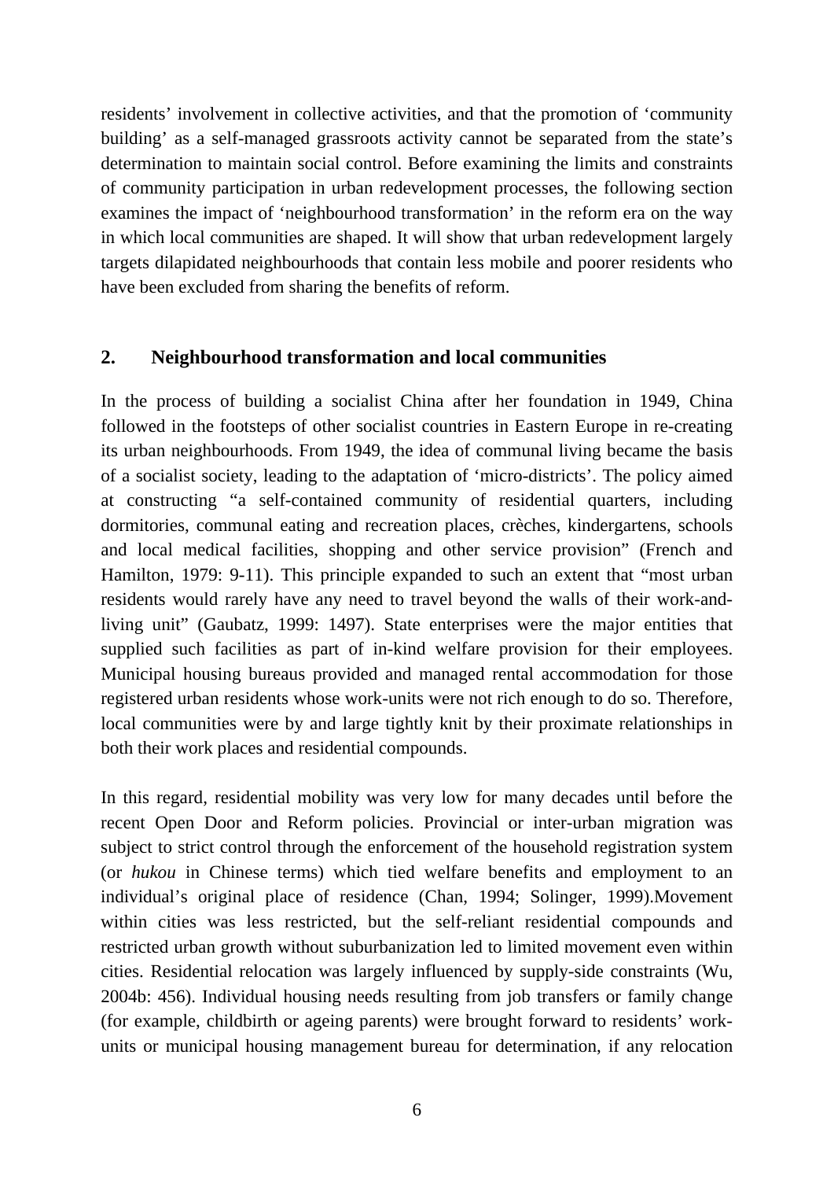residents' involvement in collective activities, and that the promotion of 'community building' as a self-managed grassroots activity cannot be separated from the state's determination to maintain social control. Before examining the limits and constraints of community participation in urban redevelopment processes, the following section examines the impact of 'neighbourhood transformation' in the reform era on the way in which local communities are shaped. It will show that urban redevelopment largely targets dilapidated neighbourhoods that contain less mobile and poorer residents who have been excluded from sharing the benefits of reform.

## 2. Neighbourhood transformation and local communities

In the process of building a socialist China after her foundation in 1949, China followed in the footsteps of other socialist countries in Eastern Europe in re-creating its urban neighbourhoods. From 1949, the idea of communal living became the basis of a socialist society, leading to the adaptation of 'micro-districts'. The policy aimed at constructing "a self-contained community of residential quarters, including dormitories, communal eating and recreation places, crèches, kindergartens, schools and local medical facilities, shopping and other service provision" (French and Hamilton, 1979: 9-11). This principle expanded to such an extent that "most urban residents would rarely have any need to travel beyond the walls of their work-and-living unit" (Gaubatz, 1999: 1497). State enterprises were the major entities that supplied such facilities as part of in-kind welfare provision for their employees. Municipal housing bureaus provided and managed rental accommodation for those registered urban residents whose work-units were not rich enough to do so. Therefore, local communities were by and large tightly knit by their proximate relationships in both their work places and residential compounds.

In this regard, residential mobility was very low for many decades until before the recent Open Door and Reform policies. Provincial or inter-urban migration was subject to strict control through the enforcement of the household registration system (or *hukou* in Chinese terms) which tied welfare benefits and employment to an individual's original place of residence (Chan, 1994; Solinger, 1999).Movement within cities was less restricted, but the self-reliant residential compounds and restricted urban growth without suburbanization led to limited movement even within cities. Residential relocation was largely influenced by supply-side constraints (Wu, 2004b: 456). Individual housing needs resulting from job transfers or family change (for example, childbirth or ageing parents) were brought forward to residents' work-units or municipal housing management bureau for determination, if any relocation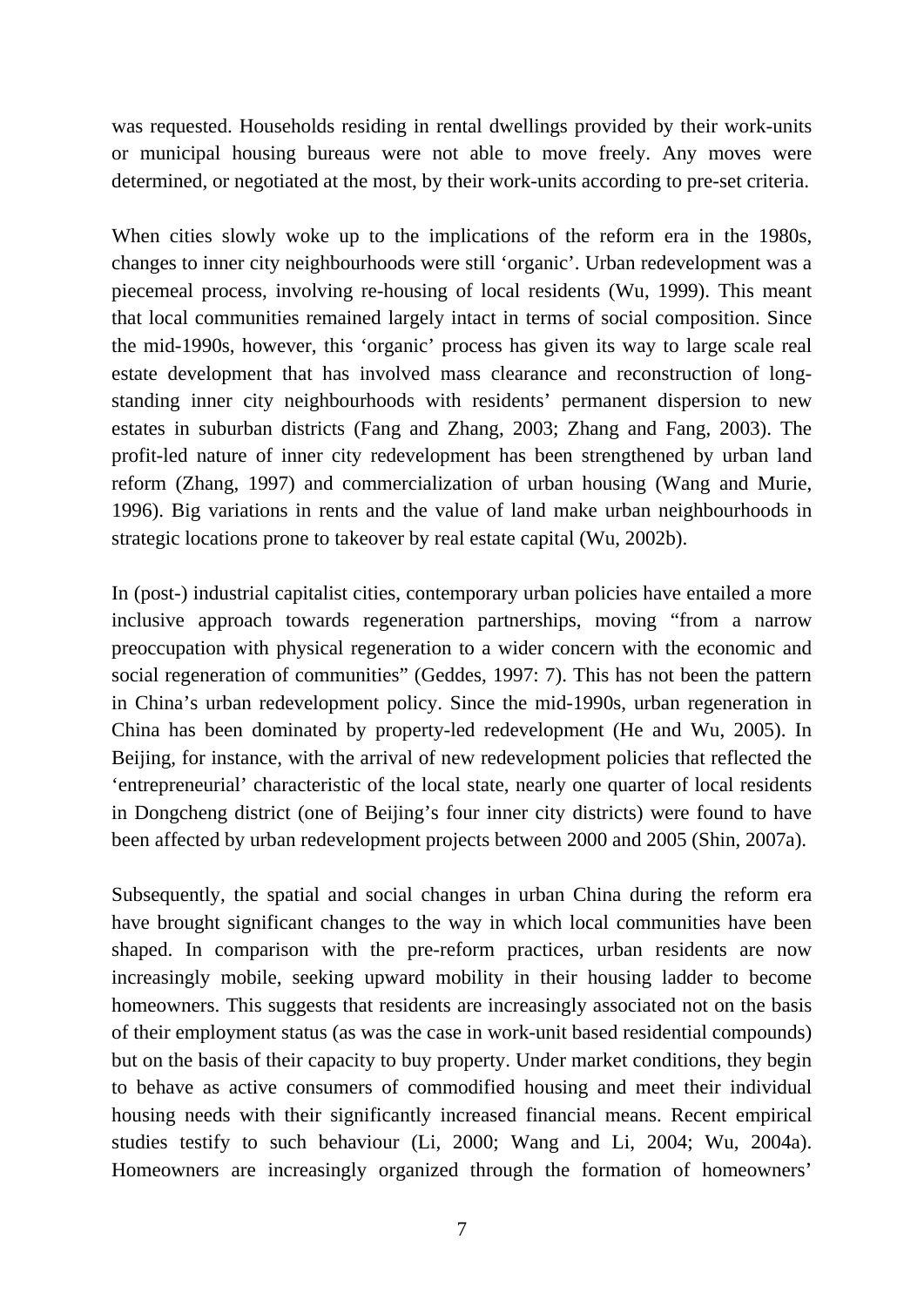was requested. Households residing in rental dwellings provided by their work-units or municipal housing bureaus were not able to move freely. Any moves were determined, or negotiated at the most, by their work-units according to pre-set criteria.

When cities slowly woke up to the implications of the reform era in the 1980s, changes to inner city neighbourhoods were still 'organic'. Urban redevelopment was a piecemeal process, involving re-housing of local residents (Wu, 1999). This meant that local communities remained largely intact in terms of social composition. Since the mid-1990s, however, this 'organic' process has given its way to large scale real estate development that has involved mass clearance and reconstruction of long-standing inner city neighbourhoods with residents' permanent dispersion to new estates in suburban districts (Fang and Zhang, 2003; Zhang and Fang, 2003). The profit-led nature of inner city redevelopment has been strengthened by urban land reform (Zhang, 1997) and commercialization of urban housing (Wang and Murie, 1996). Big variations in rents and the value of land make urban neighbourhoods in strategic locations prone to takeover by real estate capital (Wu, 2002b).

In (post-) industrial capitalist cities, contemporary urban policies have entailed a more inclusive approach towards regeneration partnerships, moving "from a narrow preoccupation with physical regeneration to a wider concern with the economic and social regeneration of communities" (Geddes, 1997: 7). This has not been the pattern in China's urban redevelopment policy. Since the mid-1990s, urban regeneration in China has been dominated by property-led redevelopment (He and Wu, 2005). In Beijing, for instance, with the arrival of new redevelopment policies that reflected the 'entrepreneurial' characteristic of the local state, nearly one quarter of local residents in Dongcheng district (one of Beijing's four inner city districts) were found to have been affected by urban redevelopment projects between 2000 and 2005 (Shin, 2007a).

Subsequently, the spatial and social changes in urban China during the reform era have brought significant changes to the way in which local communities have been shaped. In comparison with the pre-reform practices, urban residents are now increasingly mobile, seeking upward mobility in their housing ladder to become homeowners. This suggests that residents are increasingly associated not on the basis of their employment status (as was the case in work-unit based residential compounds) but on the basis of their capacity to buy property. Under market conditions, they begin to behave as active consumers of commodified housing and meet their individual housing needs with their significantly increased financial means. Recent empirical studies testify to such behaviour (Li, 2000; Wang and Li, 2004; Wu, 2004a). Homeowners are increasingly organized through the formation of homeowners'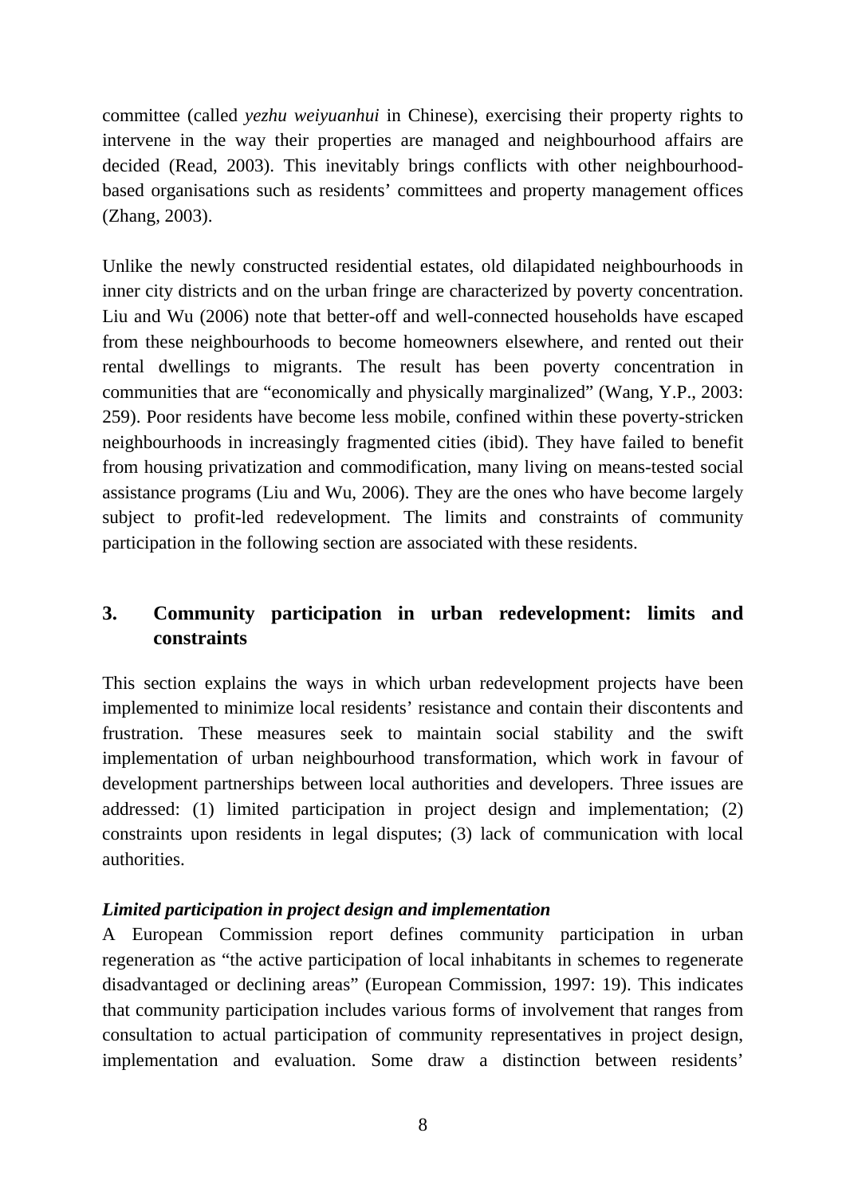committee (called *yezhu weiyuanhui* in Chinese), exercising their property rights to intervene in the way their properties are managed and neighbourhood affairs are decided (Read, 2003). This inevitably brings conflicts with other neighbourhood-based organisations such as residents' committees and property management offices (Zhang, 2003).

Unlike the newly constructed residential estates, old dilapidated neighbourhoods in inner city districts and on the urban fringe are characterized by poverty concentration. Liu and Wu (2006) note that better-off and well-connected households have escaped from these neighbourhoods to become homeowners elsewhere, and rented out their rental dwellings to migrants. The result has been poverty concentration in communities that are "economically and physically marginalized" (Wang, Y.P., 2003: 259). Poor residents have become less mobile, confined within these poverty-stricken neighbourhoods in increasingly fragmented cities (ibid). They have failed to benefit from housing privatization and commodification, many living on means-tested social assistance programs (Liu and Wu, 2006). They are the ones who have become largely subject to profit-led redevelopment. The limits and constraints of community participation in the following section are associated with these residents.

## 3. Community participation in urban redevelopment: limits and constraints

This section explains the ways in which urban redevelopment projects have been implemented to minimize local residents' resistance and contain their discontents and frustration. These measures seek to maintain social stability and the swift implementation of urban neighbourhood transformation, which work in favour of development partnerships between local authorities and developers. Three issues are addressed: (1) limited participation in project design and implementation; (2) constraints upon residents in legal disputes; (3) lack of communication with local authorities.

### *Limited participation in project design and implementation*

A European Commission report defines community participation in urban regeneration as "the active participation of local inhabitants in schemes to regenerate disadvantaged or declining areas" (European Commission, 1997: 19). This indicates that community participation includes various forms of involvement that ranges from consultation to actual participation of community representatives in project design, implementation and evaluation. Some draw a distinction between residents'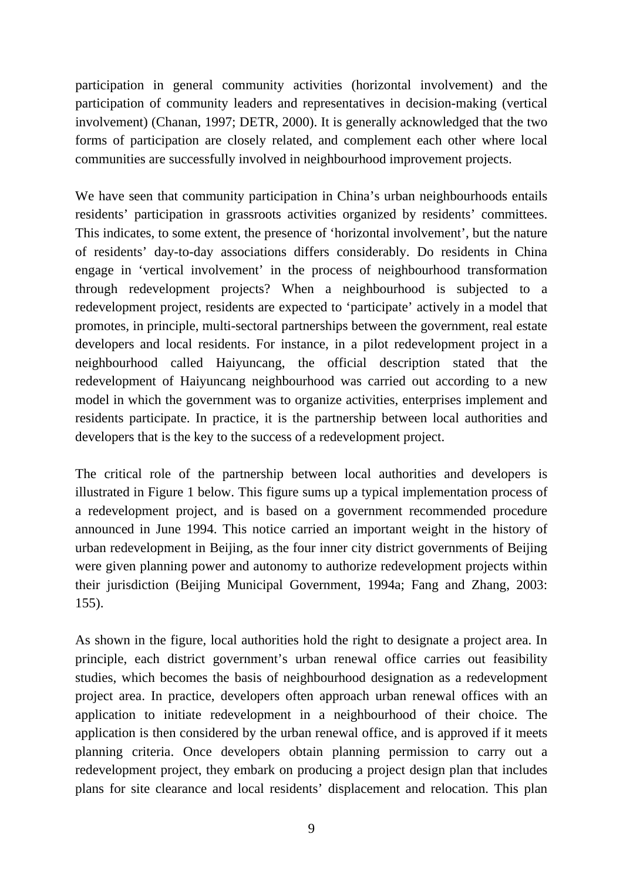participation in general community activities (horizontal involvement) and the participation of community leaders and representatives in decision-making (vertical involvement) (Chanan, 1997; DETR, 2000). It is generally acknowledged that the two forms of participation are closely related, and complement each other where local communities are successfully involved in neighbourhood improvement projects.

We have seen that community participation in China's urban neighbourhoods entails residents' participation in grassroots activities organized by residents' committees. This indicates, to some extent, the presence of 'horizontal involvement', but the nature of residents' day-to-day associations differs considerably. Do residents in China engage in 'vertical involvement' in the process of neighbourhood transformation through redevelopment projects? When a neighbourhood is subjected to a redevelopment project, residents are expected to 'participate' actively in a model that promotes, in principle, multi-sectoral partnerships between the government, real estate developers and local residents. For instance, in a pilot redevelopment project in a neighbourhood called Haiyuncang, the official description stated that the redevelopment of Haiyuncang neighbourhood was carried out according to a new model in which the government was to organize activities, enterprises implement and residents participate. In practice, it is the partnership between local authorities and developers that is the key to the success of a redevelopment project.

The critical role of the partnership between local authorities and developers is illustrated in Figure 1 below. This figure sums up a typical implementation process of a redevelopment project, and is based on a government recommended procedure announced in June 1994. This notice carried an important weight in the history of urban redevelopment in Beijing, as the four inner city district governments of Beijing were given planning power and autonomy to authorize redevelopment projects within their jurisdiction (Beijing Municipal Government, 1994a; Fang and Zhang, 2003: 155).

As shown in the figure, local authorities hold the right to designate a project area. In principle, each district government's urban renewal office carries out feasibility studies, which becomes the basis of neighbourhood designation as a redevelopment project area. In practice, developers often approach urban renewal offices with an application to initiate redevelopment in a neighbourhood of their choice. The application is then considered by the urban renewal office, and is approved if it meets planning criteria. Once developers obtain planning permission to carry out a redevelopment project, they embark on producing a project design plan that includes plans for site clearance and local residents' displacement and relocation. This plan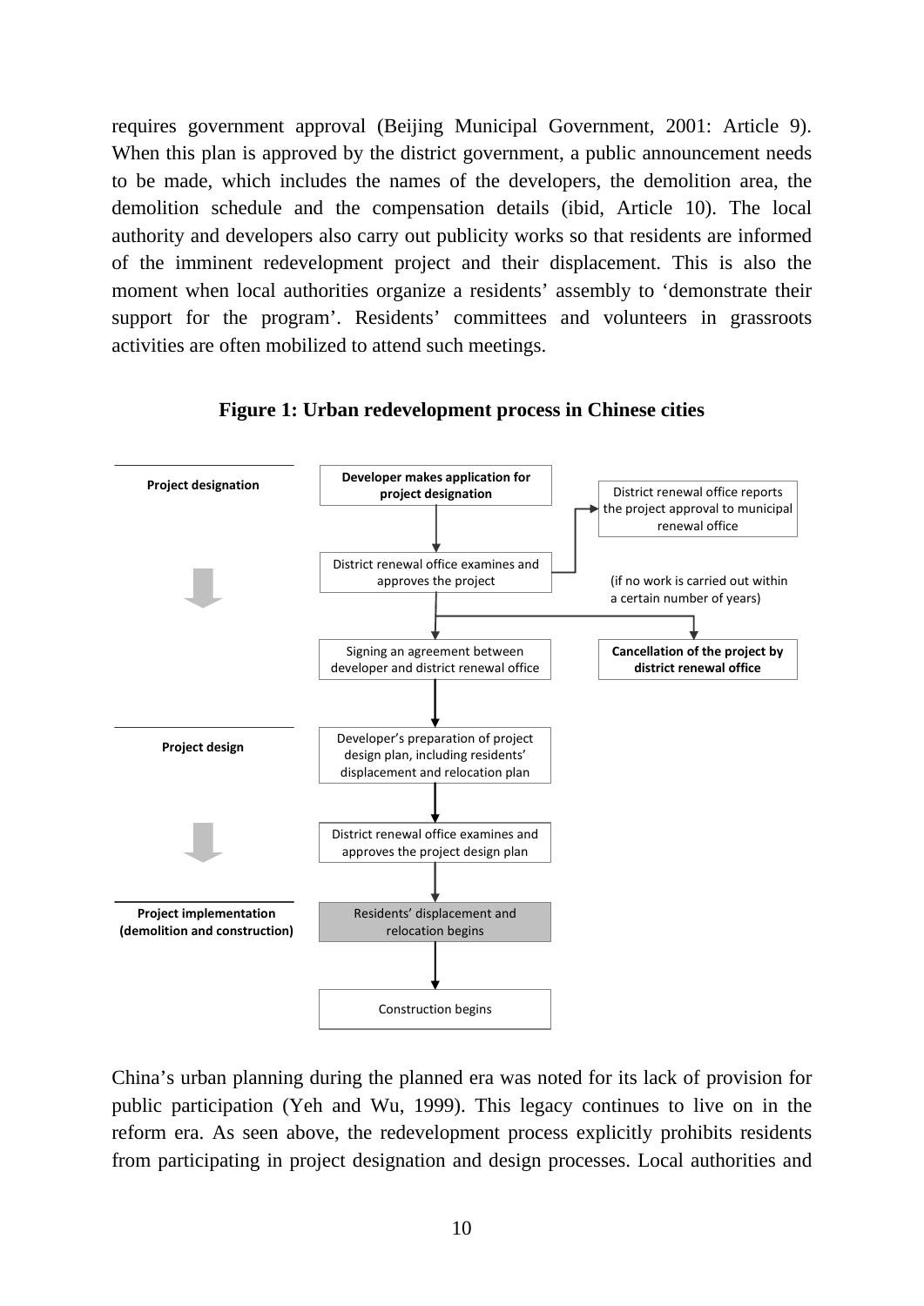requires government approval (Beijing Municipal Government, 2001: Article 9). When this plan is approved by the district government, a public announcement needs to be made, which includes the names of the developers, the demolition area, the demolition schedule and the compensation details (ibid, Article 10). The local authority and developers also carry out publicity works so that residents are informed of the imminent redevelopment project and their displacement. This is also the moment when local authorities organize a residents' assembly to 'demonstrate their support for the program'. Residents' committees and volunteers in grassroots activities are often mobilized to attend such meetings.

**Figure 1: Urban redevelopment process in Chinese cities**

**Project designation**

- **Developer makes application for project designation**
- District renewal office examines and approves the project → District renewal office reports the project approval to municipal renewal office
- Signing an agreement between developer and district renewal office / (if no work is carried out within a certain number of years) → **Cancellation of the project by district renewal office**

**Project design**

- Developer's preparation of project design plan, including residents' displacement and relocation plan
- District renewal office examines and approves the project design plan

**Project implementation (demolition and construction)**

- Residents' displacement and relocation begins
- Construction begins

China's urban planning during the planned era was noted for its lack of provision for public participation (Yeh and Wu, 1999). This legacy continues to live on in the reform era. As seen above, the redevelopment process explicitly prohibits residents from participating in project designation and design processes. Local authorities and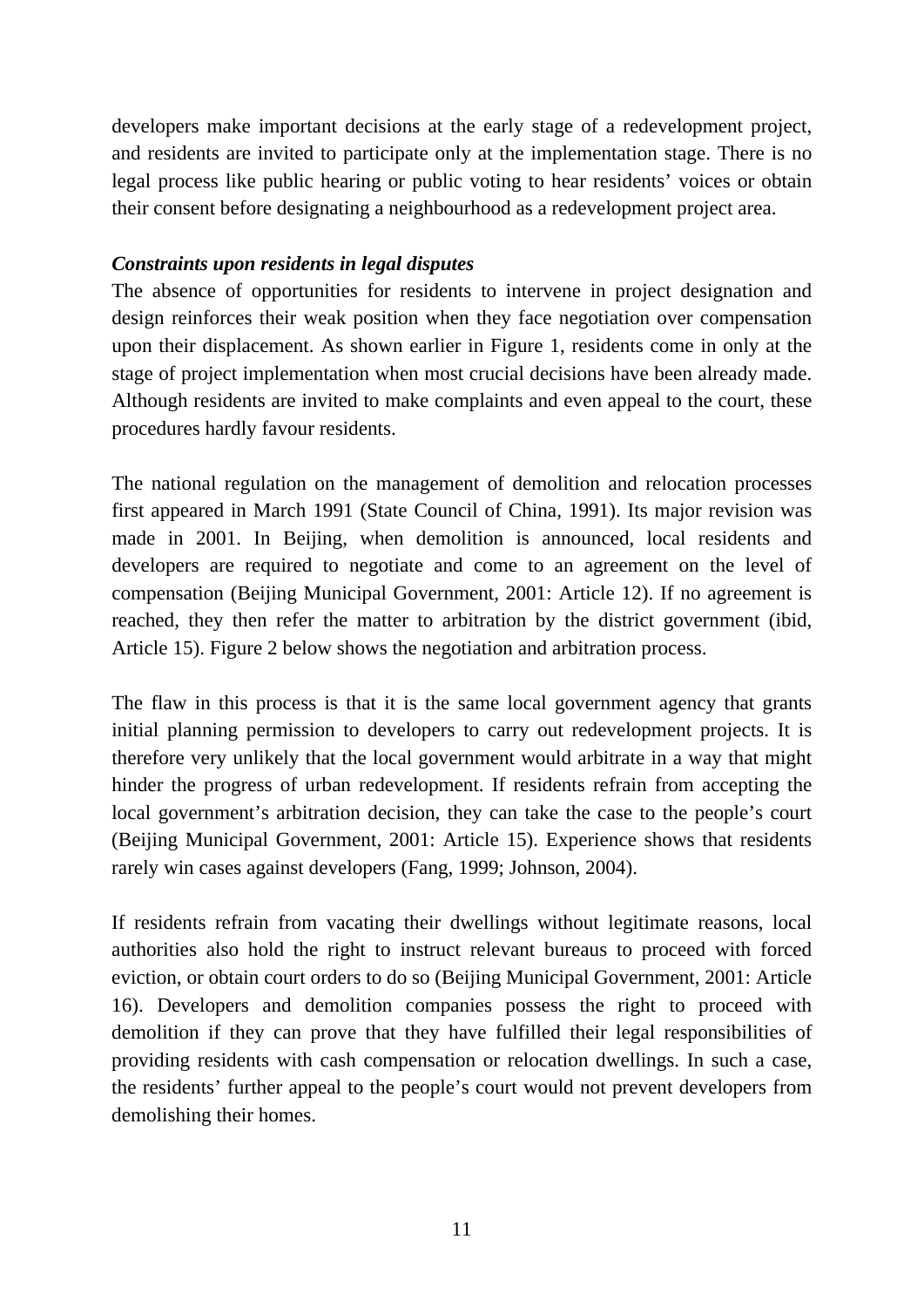developers make important decisions at the early stage of a redevelopment project, and residents are invited to participate only at the implementation stage. There is no legal process like public hearing or public voting to hear residents' voices or obtain their consent before designating a neighbourhood as a redevelopment project area.

***Constraints upon residents in legal disputes***

The absence of opportunities for residents to intervene in project designation and design reinforces their weak position when they face negotiation over compensation upon their displacement. As shown earlier in Figure 1, residents come in only at the stage of project implementation when most crucial decisions have been already made. Although residents are invited to make complaints and even appeal to the court, these procedures hardly favour residents.

The national regulation on the management of demolition and relocation processes first appeared in March 1991 (State Council of China, 1991). Its major revision was made in 2001. In Beijing, when demolition is announced, local residents and developers are required to negotiate and come to an agreement on the level of compensation (Beijing Municipal Government, 2001: Article 12). If no agreement is reached, they then refer the matter to arbitration by the district government (ibid, Article 15). Figure 2 below shows the negotiation and arbitration process.

The flaw in this process is that it is the same local government agency that grants initial planning permission to developers to carry out redevelopment projects. It is therefore very unlikely that the local government would arbitrate in a way that might hinder the progress of urban redevelopment. If residents refrain from accepting the local government's arbitration decision, they can take the case to the people's court (Beijing Municipal Government, 2001: Article 15). Experience shows that residents rarely win cases against developers (Fang, 1999; Johnson, 2004).

If residents refrain from vacating their dwellings without legitimate reasons, local authorities also hold the right to instruct relevant bureaus to proceed with forced eviction, or obtain court orders to do so (Beijing Municipal Government, 2001: Article 16). Developers and demolition companies possess the right to proceed with demolition if they can prove that they have fulfilled their legal responsibilities of providing residents with cash compensation or relocation dwellings. In such a case, the residents' further appeal to the people's court would not prevent developers from demolishing their homes.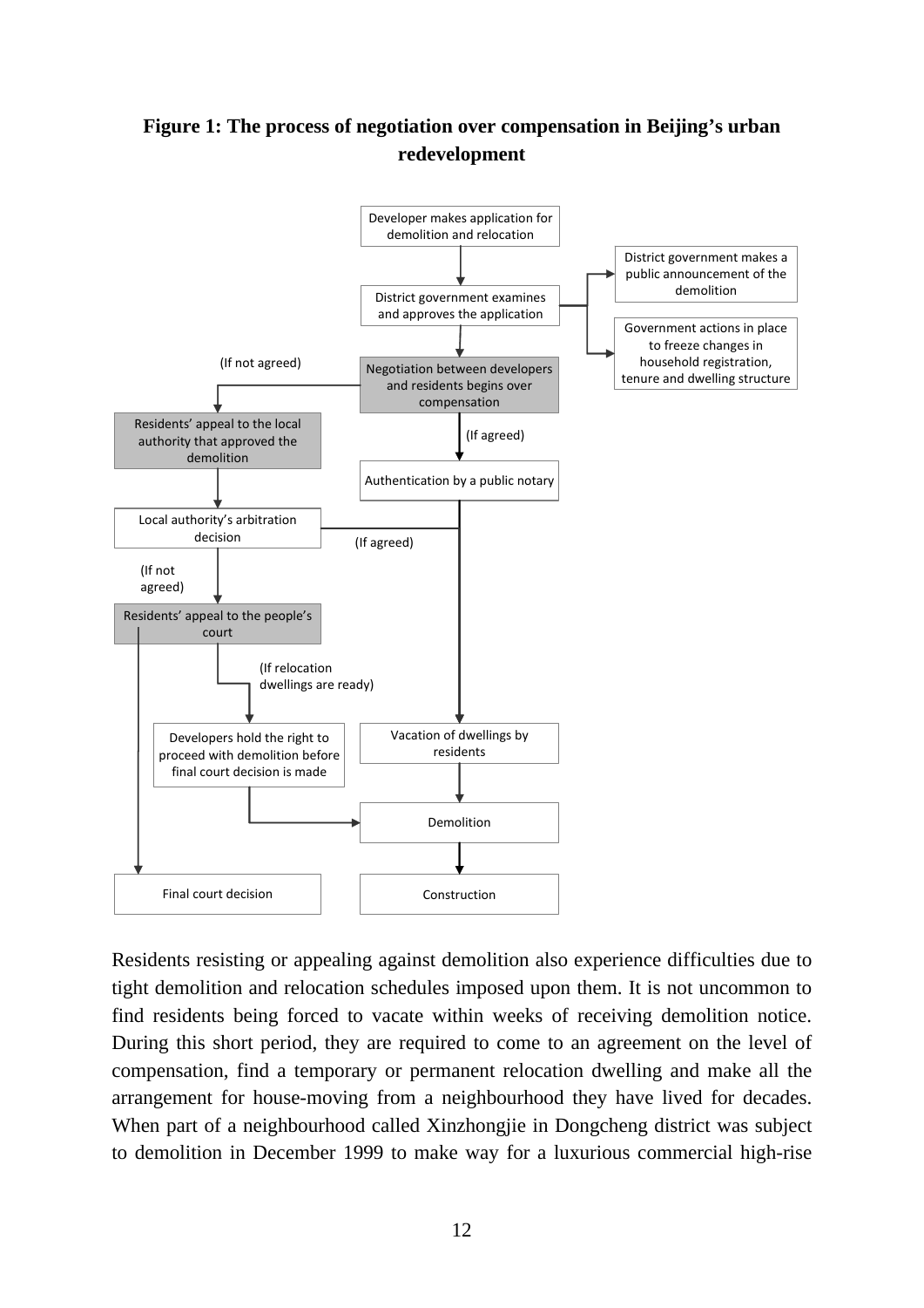**Figure 1: The process of negotiation over compensation in Beijing's urban redevelopment**

Developer makes application for demolition and relocation

District government examines and approves the application

District government makes a public announcement of the demolition

Government actions in place to freeze changes in household registration, tenure and dwelling structure

Negotiation between developers and residents begins over compensation

(If not agreed)

Residents' appeal to the local authority that approved the demolition

(If agreed)

Authentication by a public notary

Local authority's arbitration decision

(If agreed)

(If not agreed)

Residents' appeal to the people's court

(If relocation dwellings are ready)

Developers hold the right to proceed with demolition before final court decision is made

Vacation of dwellings by residents

Demolition

Final court decision

Construction

Residents resisting or appealing against demolition also experience difficulties due to tight demolition and relocation schedules imposed upon them. It is not uncommon to find residents being forced to vacate within weeks of receiving demolition notice. During this short period, they are required to come to an agreement on the level of compensation, find a temporary or permanent relocation dwelling and make all the arrangement for house-moving from a neighbourhood they have lived for decades. When part of a neighbourhood called Xinzhongjie in Dongcheng district was subject to demolition in December 1999 to make way for a luxurious commercial high-rise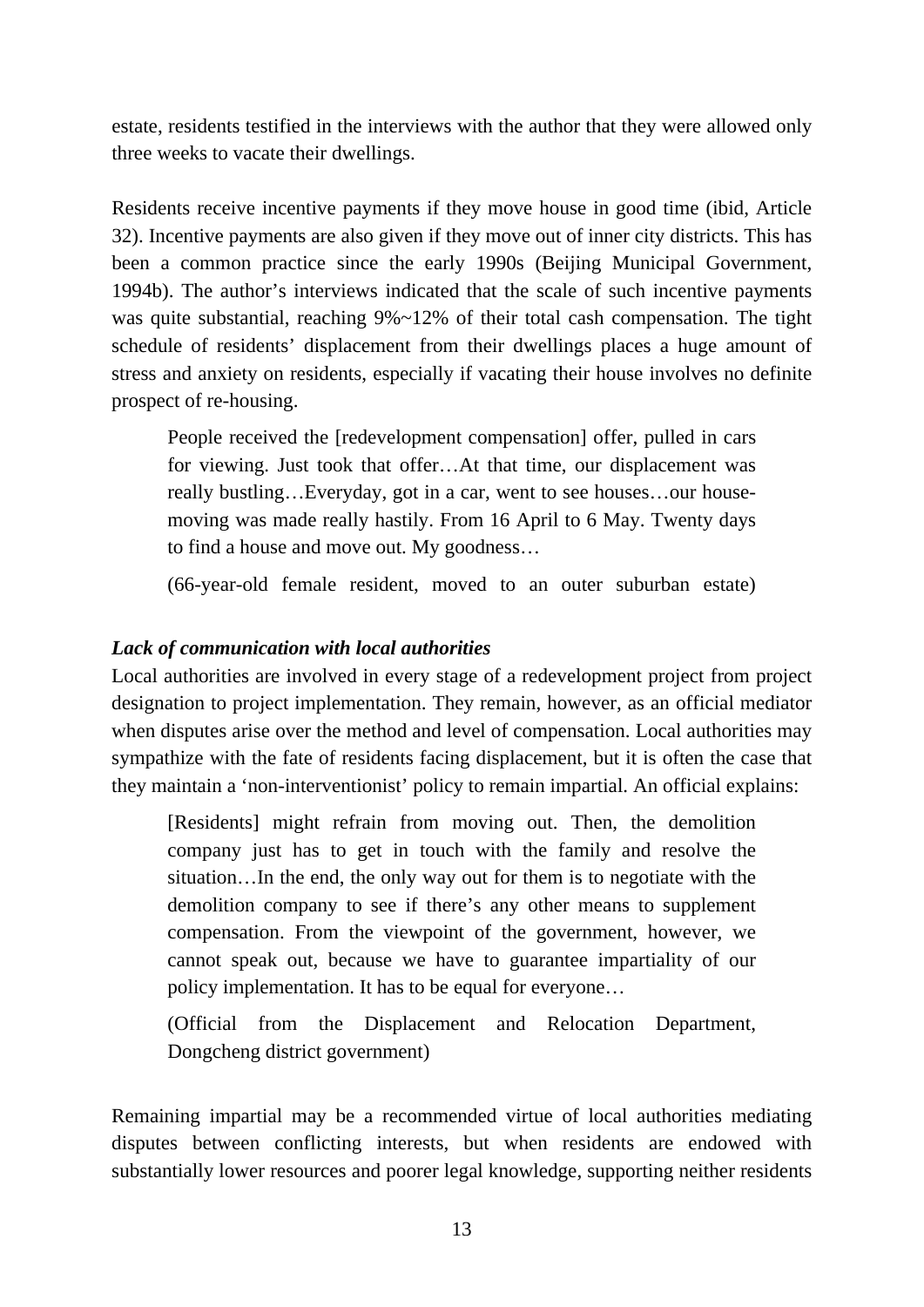estate, residents testified in the interviews with the author that they were allowed only three weeks to vacate their dwellings.

Residents receive incentive payments if they move house in good time (ibid, Article 32). Incentive payments are also given if they move out of inner city districts. This has been a common practice since the early 1990s (Beijing Municipal Government, 1994b). The author's interviews indicated that the scale of such incentive payments was quite substantial, reaching 9%~12% of their total cash compensation. The tight schedule of residents' displacement from their dwellings places a huge amount of stress and anxiety on residents, especially if vacating their house involves no definite prospect of re-housing.

> People received the [redevelopment compensation] offer, pulled in cars for viewing. Just took that offer…At that time, our displacement was really bustling…Everyday, got in a car, went to see houses…our house-moving was made really hastily. From 16 April to 6 May. Twenty days to find a house and move out. My goodness…
>
> (66-year-old female resident, moved to an outer suburban estate)

***Lack of communication with local authorities***

Local authorities are involved in every stage of a redevelopment project from project designation to project implementation. They remain, however, as an official mediator when disputes arise over the method and level of compensation. Local authorities may sympathize with the fate of residents facing displacement, but it is often the case that they maintain a 'non-interventionist' policy to remain impartial. An official explains:

> [Residents] might refrain from moving out. Then, the demolition company just has to get in touch with the family and resolve the situation…In the end, the only way out for them is to negotiate with the demolition company to see if there's any other means to supplement compensation. From the viewpoint of the government, however, we cannot speak out, because we have to guarantee impartiality of our policy implementation. It has to be equal for everyone…
>
> (Official from the Displacement and Relocation Department, Dongcheng district government)

Remaining impartial may be a recommended virtue of local authorities mediating disputes between conflicting interests, but when residents are endowed with substantially lower resources and poorer legal knowledge, supporting neither residents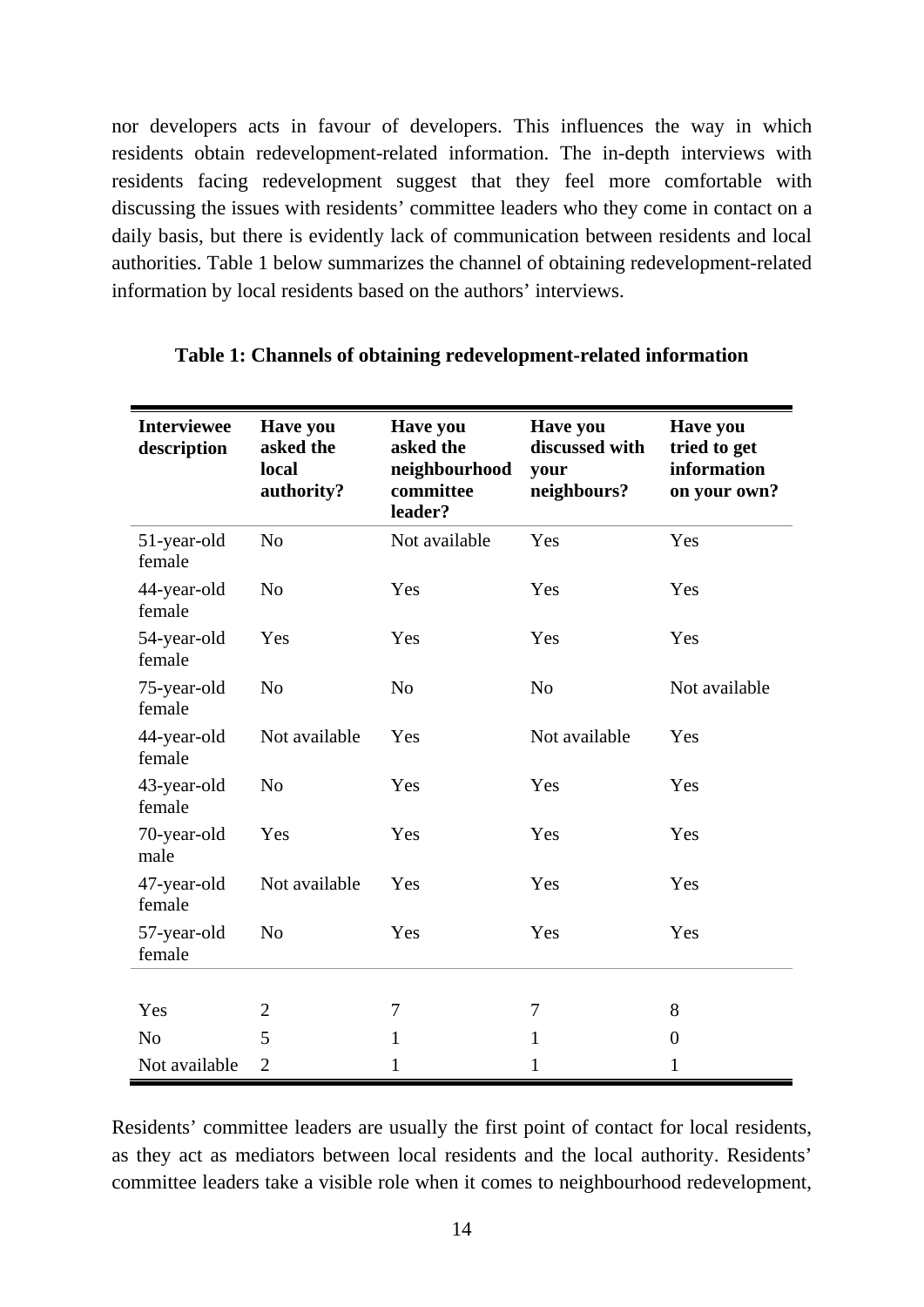nor developers acts in favour of developers. This influences the way in which residents obtain redevelopment-related information. The in-depth interviews with residents facing redevelopment suggest that they feel more comfortable with discussing the issues with residents' committee leaders who they come in contact on a daily basis, but there is evidently lack of communication between residents and local authorities. Table 1 below summarizes the channel of obtaining redevelopment-related information by local residents based on the authors' interviews.

**Table 1: Channels of obtaining redevelopment-related information**

| Interviewee description | Have you asked the local authority? | Have you asked the neighbourhood committee leader? | Have you discussed with your neighbours? | Have you tried to get information on your own? |
|---|---|---|---|---|
| 51-year-old female | No | Not available | Yes | Yes |
| 44-year-old female | No | Yes | Yes | Yes |
| 54-year-old female | Yes | Yes | Yes | Yes |
| 75-year-old female | No | No | No | Not available |
| 44-year-old female | Not available | Yes | Not available | Yes |
| 43-year-old female | No | Yes | Yes | Yes |
| 70-year-old male | Yes | Yes | Yes | Yes |
| 47-year-old female | Not available | Yes | Yes | Yes |
| 57-year-old female | No | Yes | Yes | Yes |
| | | | | |
| Yes | 2 | 7 | 7 | 8 |
| No | 5 | 1 | 1 | 0 |
| Not available | 2 | 1 | 1 | 1 |

Residents' committee leaders are usually the first point of contact for local residents, as they act as mediators between local residents and the local authority. Residents' committee leaders take a visible role when it comes to neighbourhood redevelopment,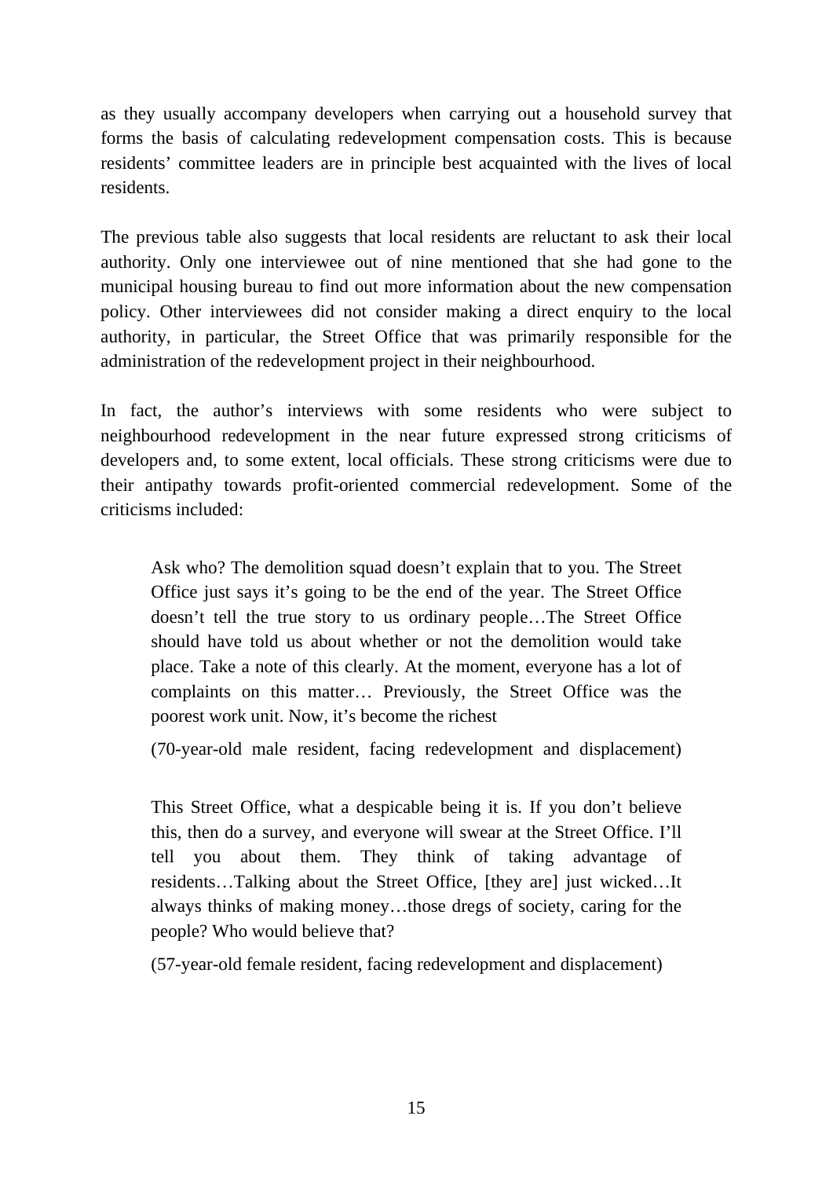as they usually accompany developers when carrying out a household survey that forms the basis of calculating redevelopment compensation costs. This is because residents' committee leaders are in principle best acquainted with the lives of local residents.

The previous table also suggests that local residents are reluctant to ask their local authority. Only one interviewee out of nine mentioned that she had gone to the municipal housing bureau to find out more information about the new compensation policy. Other interviewees did not consider making a direct enquiry to the local authority, in particular, the Street Office that was primarily responsible for the administration of the redevelopment project in their neighbourhood.

In fact, the author's interviews with some residents who were subject to neighbourhood redevelopment in the near future expressed strong criticisms of developers and, to some extent, local officials. These strong criticisms were due to their antipathy towards profit-oriented commercial redevelopment. Some of the criticisms included:

> Ask who? The demolition squad doesn't explain that to you. The Street Office just says it's going to be the end of the year. The Street Office doesn't tell the true story to us ordinary people…The Street Office should have told us about whether or not the demolition would take place. Take a note of this clearly. At the moment, everyone has a lot of complaints on this matter… Previously, the Street Office was the poorest work unit. Now, it's become the richest
>
> (70-year-old male resident, facing redevelopment and displacement)

> This Street Office, what a despicable being it is. If you don't believe this, then do a survey, and everyone will swear at the Street Office. I'll tell you about them. They think of taking advantage of residents…Talking about the Street Office, [they are] just wicked…It always thinks of making money…those dregs of society, caring for the people? Who would believe that?
>
> (57-year-old female resident, facing redevelopment and displacement)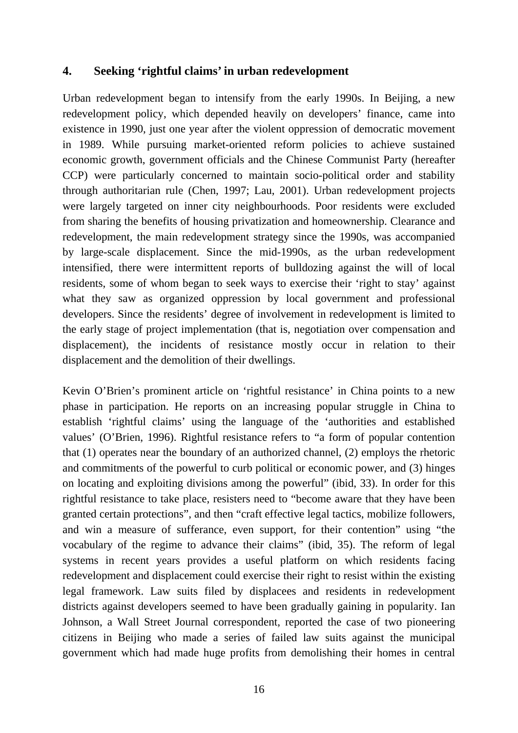## 4. Seeking 'rightful claims' in urban redevelopment

Urban redevelopment began to intensify from the early 1990s. In Beijing, a new redevelopment policy, which depended heavily on developers' finance, came into existence in 1990, just one year after the violent oppression of democratic movement in 1989. While pursuing market-oriented reform policies to achieve sustained economic growth, government officials and the Chinese Communist Party (hereafter CCP) were particularly concerned to maintain socio-political order and stability through authoritarian rule (Chen, 1997; Lau, 2001). Urban redevelopment projects were largely targeted on inner city neighbourhoods. Poor residents were excluded from sharing the benefits of housing privatization and homeownership. Clearance and redevelopment, the main redevelopment strategy since the 1990s, was accompanied by large-scale displacement. Since the mid-1990s, as the urban redevelopment intensified, there were intermittent reports of bulldozing against the will of local residents, some of whom began to seek ways to exercise their 'right to stay' against what they saw as organized oppression by local government and professional developers. Since the residents' degree of involvement in redevelopment is limited to the early stage of project implementation (that is, negotiation over compensation and displacement), the incidents of resistance mostly occur in relation to their displacement and the demolition of their dwellings.

Kevin O'Brien's prominent article on 'rightful resistance' in China points to a new phase in participation. He reports on an increasing popular struggle in China to establish 'rightful claims' using the language of the 'authorities and established values' (O'Brien, 1996). Rightful resistance refers to "a form of popular contention that (1) operates near the boundary of an authorized channel, (2) employs the rhetoric and commitments of the powerful to curb political or economic power, and (3) hinges on locating and exploiting divisions among the powerful" (ibid, 33). In order for this rightful resistance to take place, resisters need to "become aware that they have been granted certain protections", and then "craft effective legal tactics, mobilize followers, and win a measure of sufferance, even support, for their contention" using "the vocabulary of the regime to advance their claims" (ibid, 35). The reform of legal systems in recent years provides a useful platform on which residents facing redevelopment and displacement could exercise their right to resist within the existing legal framework. Law suits filed by displacees and residents in redevelopment districts against developers seemed to have been gradually gaining in popularity. Ian Johnson, a Wall Street Journal correspondent, reported the case of two pioneering citizens in Beijing who made a series of failed law suits against the municipal government which had made huge profits from demolishing their homes in central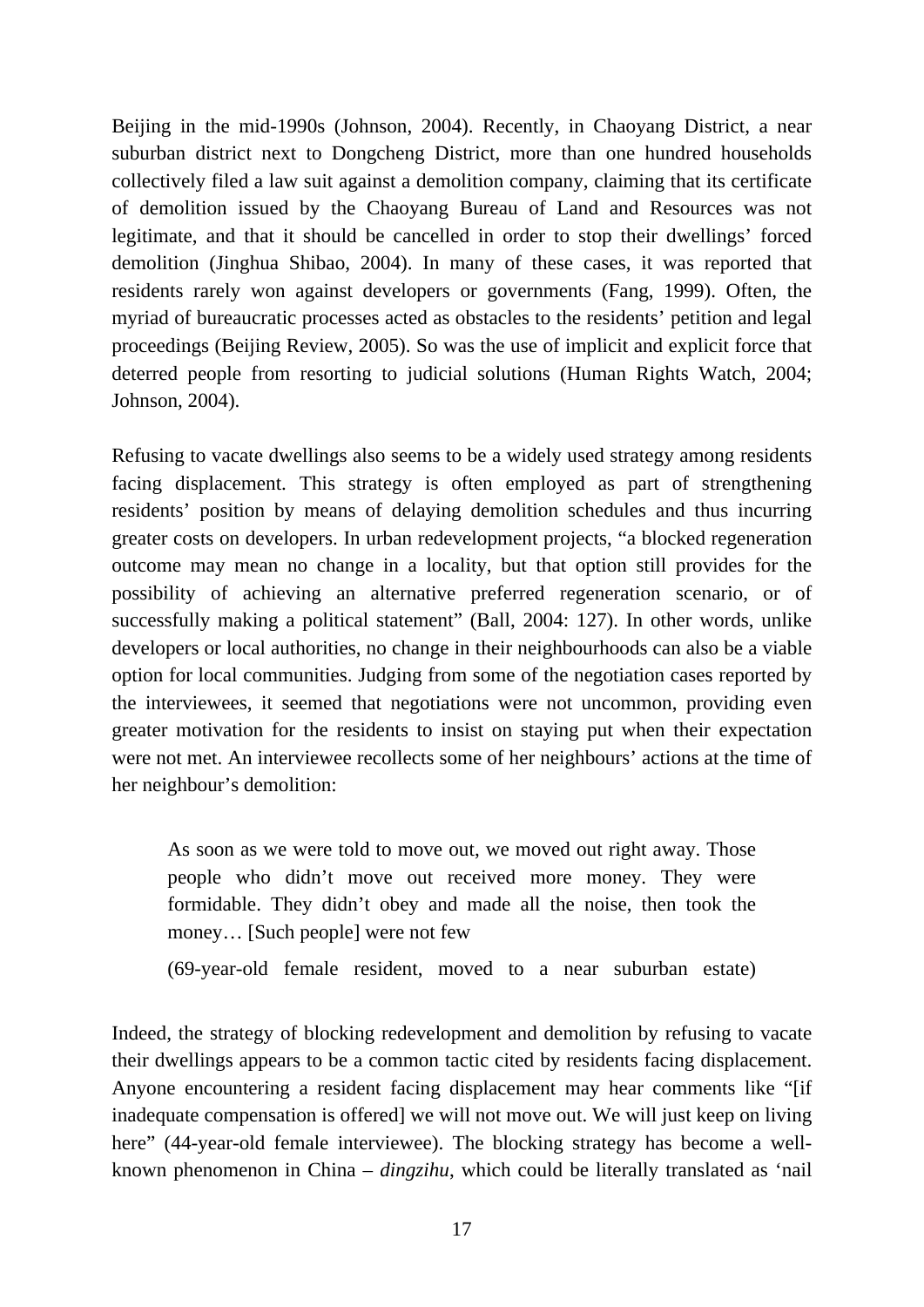Beijing in the mid-1990s (Johnson, 2004). Recently, in Chaoyang District, a near suburban district next to Dongcheng District, more than one hundred households collectively filed a law suit against a demolition company, claiming that its certificate of demolition issued by the Chaoyang Bureau of Land and Resources was not legitimate, and that it should be cancelled in order to stop their dwellings' forced demolition (Jinghua Shibao, 2004). In many of these cases, it was reported that residents rarely won against developers or governments (Fang, 1999). Often, the myriad of bureaucratic processes acted as obstacles to the residents' petition and legal proceedings (Beijing Review, 2005). So was the use of implicit and explicit force that deterred people from resorting to judicial solutions (Human Rights Watch, 2004; Johnson, 2004).

Refusing to vacate dwellings also seems to be a widely used strategy among residents facing displacement. This strategy is often employed as part of strengthening residents' position by means of delaying demolition schedules and thus incurring greater costs on developers. In urban redevelopment projects, "a blocked regeneration outcome may mean no change in a locality, but that option still provides for the possibility of achieving an alternative preferred regeneration scenario, or of successfully making a political statement" (Ball, 2004: 127). In other words, unlike developers or local authorities, no change in their neighbourhoods can also be a viable option for local communities. Judging from some of the negotiation cases reported by the interviewees, it seemed that negotiations were not uncommon, providing even greater motivation for the residents to insist on staying put when their expectation were not met. An interviewee recollects some of her neighbours' actions at the time of her neighbour's demolition:

> As soon as we were told to move out, we moved out right away. Those people who didn't move out received more money. They were formidable. They didn't obey and made all the noise, then took the money… [Such people] were not few
>
> (69-year-old female resident, moved to a near suburban estate)

Indeed, the strategy of blocking redevelopment and demolition by refusing to vacate their dwellings appears to be a common tactic cited by residents facing displacement. Anyone encountering a resident facing displacement may hear comments like "[if inadequate compensation is offered] we will not move out. We will just keep on living here" (44-year-old female interviewee). The blocking strategy has become a well-known phenomenon in China – *dingzihu*, which could be literally translated as 'nail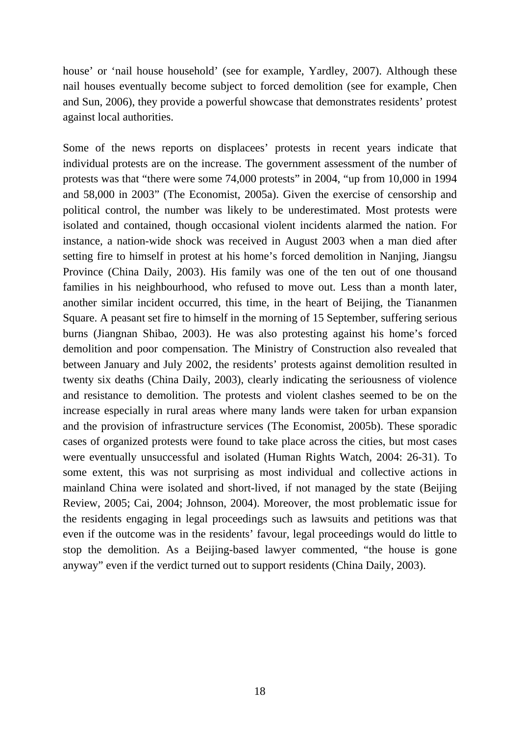house' or 'nail house household' (see for example, Yardley, 2007). Although these nail houses eventually become subject to forced demolition (see for example, Chen and Sun, 2006), they provide a powerful showcase that demonstrates residents' protest against local authorities.

Some of the news reports on displacees' protests in recent years indicate that individual protests are on the increase. The government assessment of the number of protests was that "there were some 74,000 protests" in 2004, "up from 10,000 in 1994 and 58,000 in 2003" (The Economist, 2005a). Given the exercise of censorship and political control, the number was likely to be underestimated. Most protests were isolated and contained, though occasional violent incidents alarmed the nation. For instance, a nation-wide shock was received in August 2003 when a man died after setting fire to himself in protest at his home's forced demolition in Nanjing, Jiangsu Province (China Daily, 2003). His family was one of the ten out of one thousand families in his neighbourhood, who refused to move out. Less than a month later, another similar incident occurred, this time, in the heart of Beijing, the Tiananmen Square. A peasant set fire to himself in the morning of 15 September, suffering serious burns (Jiangnan Shibao, 2003). He was also protesting against his home's forced demolition and poor compensation. The Ministry of Construction also revealed that between January and July 2002, the residents' protests against demolition resulted in twenty six deaths (China Daily, 2003), clearly indicating the seriousness of violence and resistance to demolition. The protests and violent clashes seemed to be on the increase especially in rural areas where many lands were taken for urban expansion and the provision of infrastructure services (The Economist, 2005b). These sporadic cases of organized protests were found to take place across the cities, but most cases were eventually unsuccessful and isolated (Human Rights Watch, 2004: 26-31). To some extent, this was not surprising as most individual and collective actions in mainland China were isolated and short-lived, if not managed by the state (Beijing Review, 2005; Cai, 2004; Johnson, 2004). Moreover, the most problematic issue for the residents engaging in legal proceedings such as lawsuits and petitions was that even if the outcome was in the residents' favour, legal proceedings would do little to stop the demolition. As a Beijing-based lawyer commented, "the house is gone anyway" even if the verdict turned out to support residents (China Daily, 2003).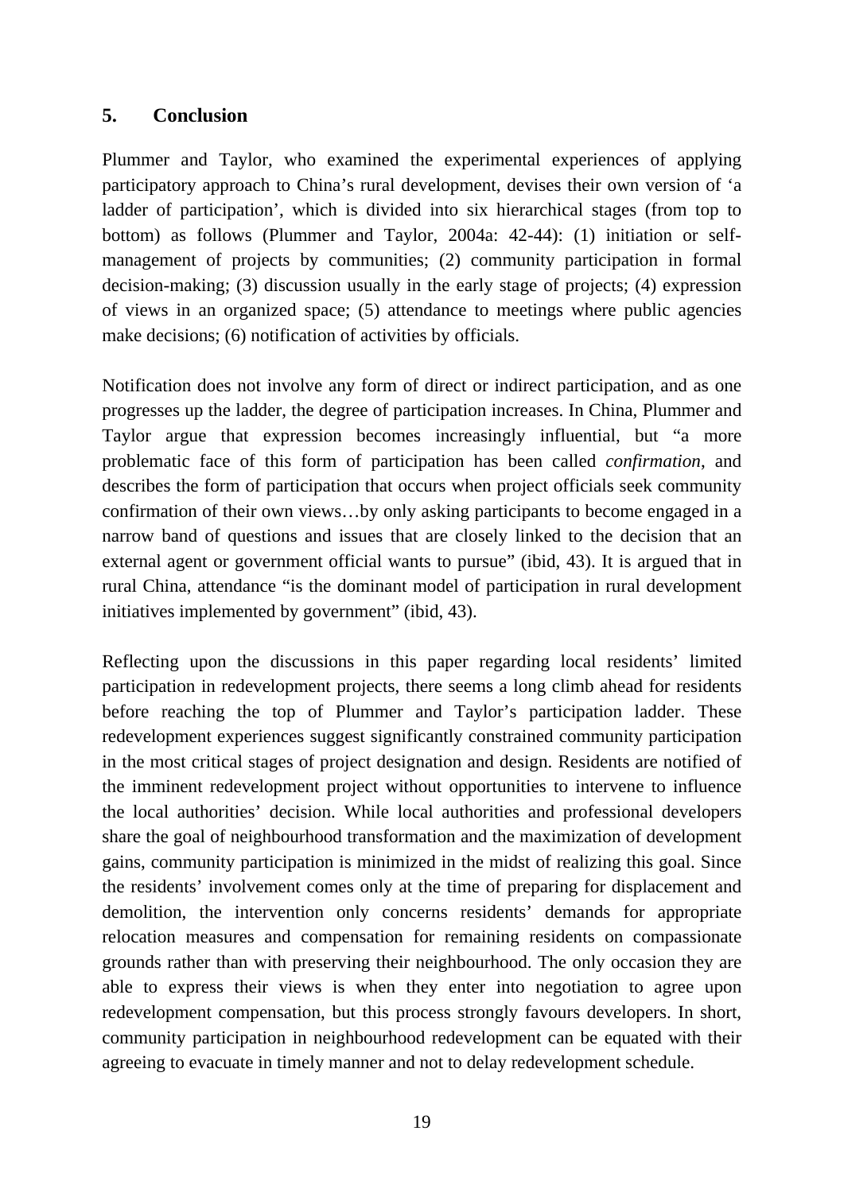## 5. Conclusion

Plummer and Taylor, who examined the experimental experiences of applying participatory approach to China's rural development, devises their own version of 'a ladder of participation', which is divided into six hierarchical stages (from top to bottom) as follows (Plummer and Taylor, 2004a: 42-44): (1) initiation or self-management of projects by communities; (2) community participation in formal decision-making; (3) discussion usually in the early stage of projects; (4) expression of views in an organized space; (5) attendance to meetings where public agencies make decisions; (6) notification of activities by officials.

Notification does not involve any form of direct or indirect participation, and as one progresses up the ladder, the degree of participation increases. In China, Plummer and Taylor argue that expression becomes increasingly influential, but "a more problematic face of this form of participation has been called *confirmation*, and describes the form of participation that occurs when project officials seek community confirmation of their own views…by only asking participants to become engaged in a narrow band of questions and issues that are closely linked to the decision that an external agent or government official wants to pursue" (ibid, 43). It is argued that in rural China, attendance "is the dominant model of participation in rural development initiatives implemented by government" (ibid, 43).

Reflecting upon the discussions in this paper regarding local residents' limited participation in redevelopment projects, there seems a long climb ahead for residents before reaching the top of Plummer and Taylor's participation ladder. These redevelopment experiences suggest significantly constrained community participation in the most critical stages of project designation and design. Residents are notified of the imminent redevelopment project without opportunities to intervene to influence the local authorities' decision. While local authorities and professional developers share the goal of neighbourhood transformation and the maximization of development gains, community participation is minimized in the midst of realizing this goal. Since the residents' involvement comes only at the time of preparing for displacement and demolition, the intervention only concerns residents' demands for appropriate relocation measures and compensation for remaining residents on compassionate grounds rather than with preserving their neighbourhood. The only occasion they are able to express their views is when they enter into negotiation to agree upon redevelopment compensation, but this process strongly favours developers. In short, community participation in neighbourhood redevelopment can be equated with their agreeing to evacuate in timely manner and not to delay redevelopment schedule.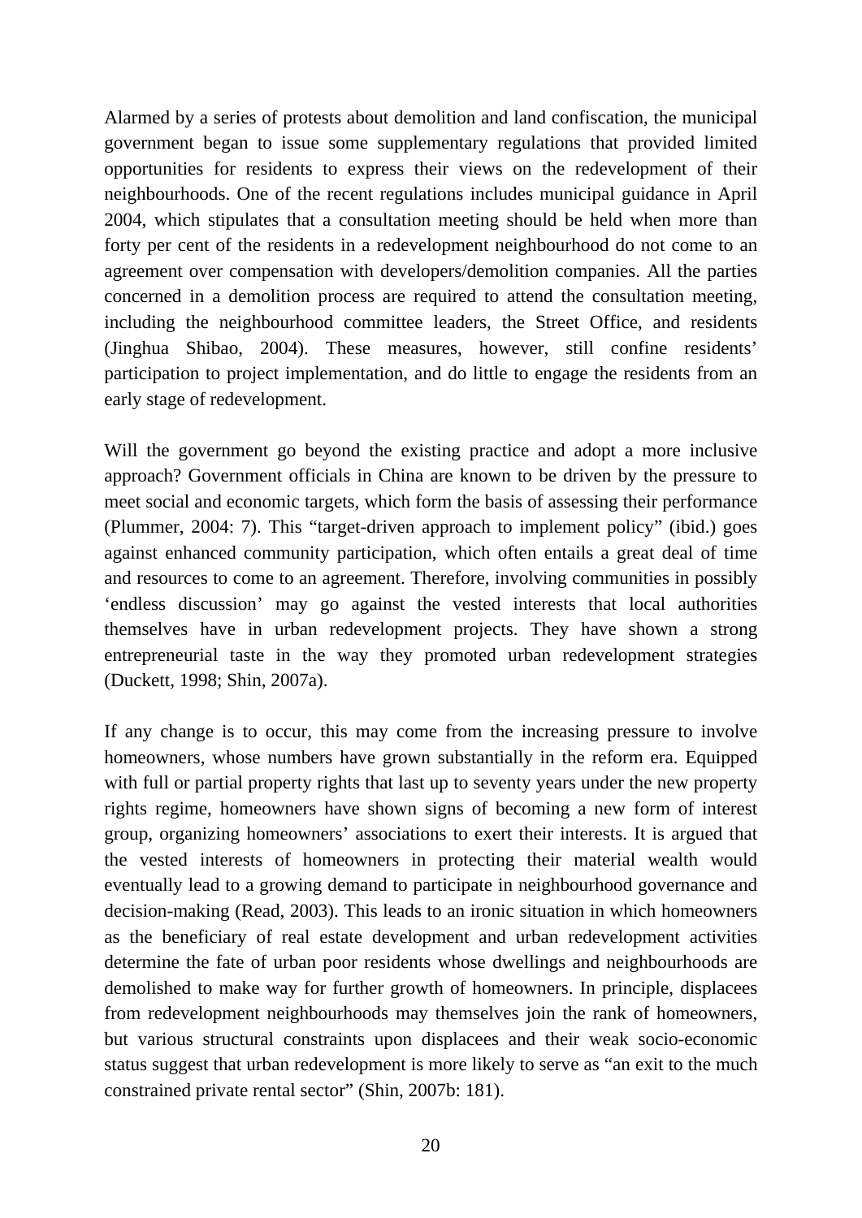Alarmed by a series of protests about demolition and land confiscation, the municipal government began to issue some supplementary regulations that provided limited opportunities for residents to express their views on the redevelopment of their neighbourhoods. One of the recent regulations includes municipal guidance in April 2004, which stipulates that a consultation meeting should be held when more than forty per cent of the residents in a redevelopment neighbourhood do not come to an agreement over compensation with developers/demolition companies. All the parties concerned in a demolition process are required to attend the consultation meeting, including the neighbourhood committee leaders, the Street Office, and residents (Jinghua Shibao, 2004). These measures, however, still confine residents' participation to project implementation, and do little to engage the residents from an early stage of redevelopment.

Will the government go beyond the existing practice and adopt a more inclusive approach? Government officials in China are known to be driven by the pressure to meet social and economic targets, which form the basis of assessing their performance (Plummer, 2004: 7). This "target-driven approach to implement policy" (ibid.) goes against enhanced community participation, which often entails a great deal of time and resources to come to an agreement. Therefore, involving communities in possibly 'endless discussion' may go against the vested interests that local authorities themselves have in urban redevelopment projects. They have shown a strong entrepreneurial taste in the way they promoted urban redevelopment strategies (Duckett, 1998; Shin, 2007a).

If any change is to occur, this may come from the increasing pressure to involve homeowners, whose numbers have grown substantially in the reform era. Equipped with full or partial property rights that last up to seventy years under the new property rights regime, homeowners have shown signs of becoming a new form of interest group, organizing homeowners' associations to exert their interests. It is argued that the vested interests of homeowners in protecting their material wealth would eventually lead to a growing demand to participate in neighbourhood governance and decision-making (Read, 2003). This leads to an ironic situation in which homeowners as the beneficiary of real estate development and urban redevelopment activities determine the fate of urban poor residents whose dwellings and neighbourhoods are demolished to make way for further growth of homeowners. In principle, displacees from redevelopment neighbourhoods may themselves join the rank of homeowners, but various structural constraints upon displacees and their weak socio-economic status suggest that urban redevelopment is more likely to serve as "an exit to the much constrained private rental sector" (Shin, 2007b: 181).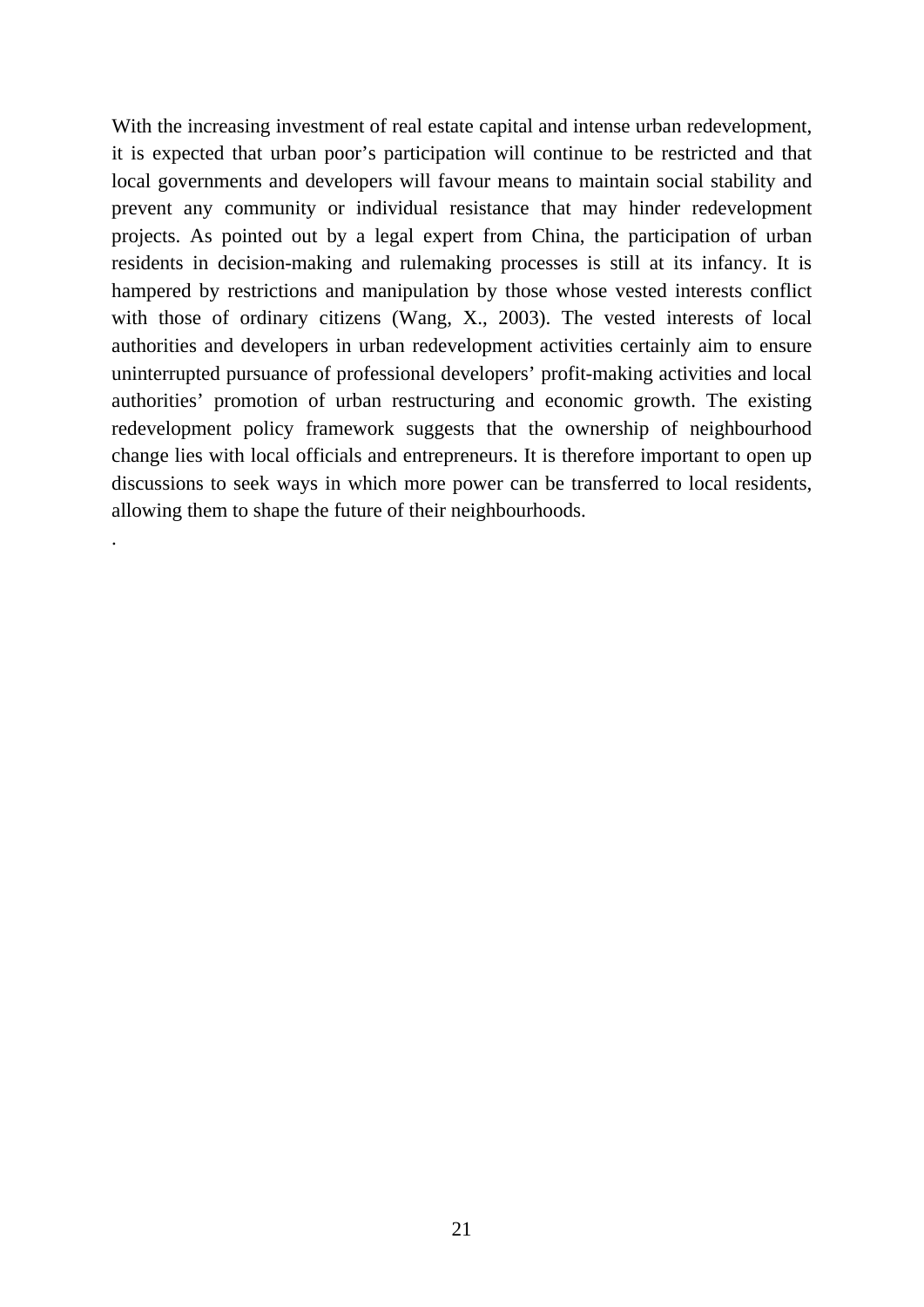With the increasing investment of real estate capital and intense urban redevelopment, it is expected that urban poor's participation will continue to be restricted and that local governments and developers will favour means to maintain social stability and prevent any community or individual resistance that may hinder redevelopment projects. As pointed out by a legal expert from China, the participation of urban residents in decision-making and rulemaking processes is still at its infancy. It is hampered by restrictions and manipulation by those whose vested interests conflict with those of ordinary citizens (Wang, X., 2003). The vested interests of local authorities and developers in urban redevelopment activities certainly aim to ensure uninterrupted pursuance of professional developers' profit-making activities and local authorities' promotion of urban restructuring and economic growth. The existing redevelopment policy framework suggests that the ownership of neighbourhood change lies with local officials and entrepreneurs. It is therefore important to open up discussions to seek ways in which more power can be transferred to local residents, allowing them to shape the future of their neighbourhoods.

.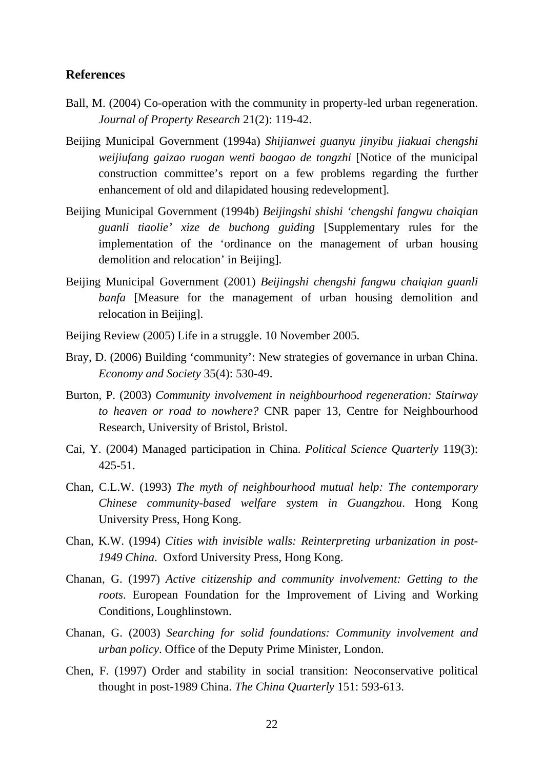## References

Ball, M. (2004) Co-operation with the community in property-led urban regeneration. *Journal of Property Research* 21(2): 119-42.

Beijing Municipal Government (1994a) *Shijianwei guanyu jinyibu jiakuai chengshi weijiufang gaizao ruogan wenti baogao de tongzhi* [Notice of the municipal construction committee's report on a few problems regarding the further enhancement of old and dilapidated housing redevelopment].

Beijing Municipal Government (1994b) *Beijingshi shishi 'chengshi fangwu chaiqian guanli tiaolie' xize de buchong guiding* [Supplementary rules for the implementation of the 'ordinance on the management of urban housing demolition and relocation' in Beijing].

Beijing Municipal Government (2001) *Beijingshi chengshi fangwu chaiqian guanli banfa* [Measure for the management of urban housing demolition and relocation in Beijing].

Beijing Review (2005) Life in a struggle. 10 November 2005.

Bray, D. (2006) Building 'community': New strategies of governance in urban China. *Economy and Society* 35(4): 530-49.

Burton, P. (2003) *Community involvement in neighbourhood regeneration: Stairway to heaven or road to nowhere?* CNR paper 13, Centre for Neighbourhood Research, University of Bristol, Bristol.

Cai, Y. (2004) Managed participation in China. *Political Science Quarterly* 119(3): 425-51.

Chan, C.L.W. (1993) *The myth of neighbourhood mutual help: The contemporary Chinese community-based welfare system in Guangzhou*. Hong Kong University Press, Hong Kong.

Chan, K.W. (1994) *Cities with invisible walls: Reinterpreting urbanization in post-1949 China*. Oxford University Press, Hong Kong.

Chanan, G. (1997) *Active citizenship and community involvement: Getting to the roots*. European Foundation for the Improvement of Living and Working Conditions, Loughlinstown.

Chanan, G. (2003) *Searching for solid foundations: Community involvement and urban policy*. Office of the Deputy Prime Minister, London.

Chen, F. (1997) Order and stability in social transition: Neoconservative political thought in post-1989 China. *The China Quarterly* 151: 593-613.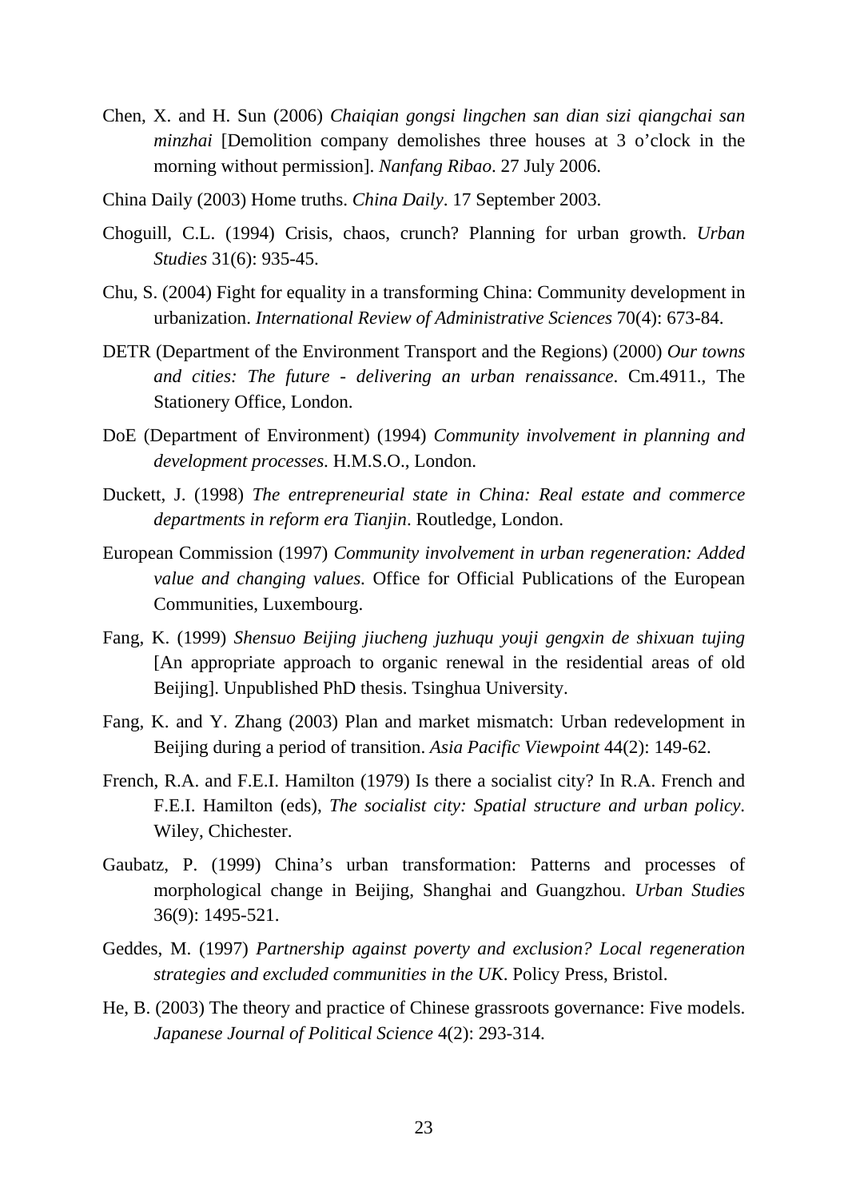Chen, X. and H. Sun (2006) *Chaiqian gongsi lingchen san dian sizi qiangchai san minzhai* [Demolition company demolishes three houses at 3 o'clock in the morning without permission]. *Nanfang Ribao*. 27 July 2006.

China Daily (2003) Home truths. *China Daily*. 17 September 2003.

Choguill, C.L. (1994) Crisis, chaos, crunch? Planning for urban growth. *Urban Studies* 31(6): 935-45.

Chu, S. (2004) Fight for equality in a transforming China: Community development in urbanization. *International Review of Administrative Sciences* 70(4): 673-84.

DETR (Department of the Environment Transport and the Regions) (2000) *Our towns and cities: The future - delivering an urban renaissance*. Cm.4911., The Stationery Office, London.

DoE (Department of Environment) (1994) *Community involvement in planning and development processes*. H.M.S.O., London.

Duckett, J. (1998) *The entrepreneurial state in China: Real estate and commerce departments in reform era Tianjin*. Routledge, London.

European Commission (1997) *Community involvement in urban regeneration: Added value and changing values*. Office for Official Publications of the European Communities, Luxembourg.

Fang, K. (1999) *Shensuo Beijing jiucheng juzhuqu youji gengxin de shixuan tujing* [An appropriate approach to organic renewal in the residential areas of old Beijing]. Unpublished PhD thesis. Tsinghua University.

Fang, K. and Y. Zhang (2003) Plan and market mismatch: Urban redevelopment in Beijing during a period of transition. *Asia Pacific Viewpoint* 44(2): 149-62.

French, R.A. and F.E.I. Hamilton (1979) Is there a socialist city? In R.A. French and F.E.I. Hamilton (eds), *The socialist city: Spatial structure and urban policy*. Wiley, Chichester.

Gaubatz, P. (1999) China's urban transformation: Patterns and processes of morphological change in Beijing, Shanghai and Guangzhou. *Urban Studies* 36(9): 1495-521.

Geddes, M. (1997) *Partnership against poverty and exclusion? Local regeneration strategies and excluded communities in the UK*. Policy Press, Bristol.

He, B. (2003) The theory and practice of Chinese grassroots governance: Five models. *Japanese Journal of Political Science* 4(2): 293-314.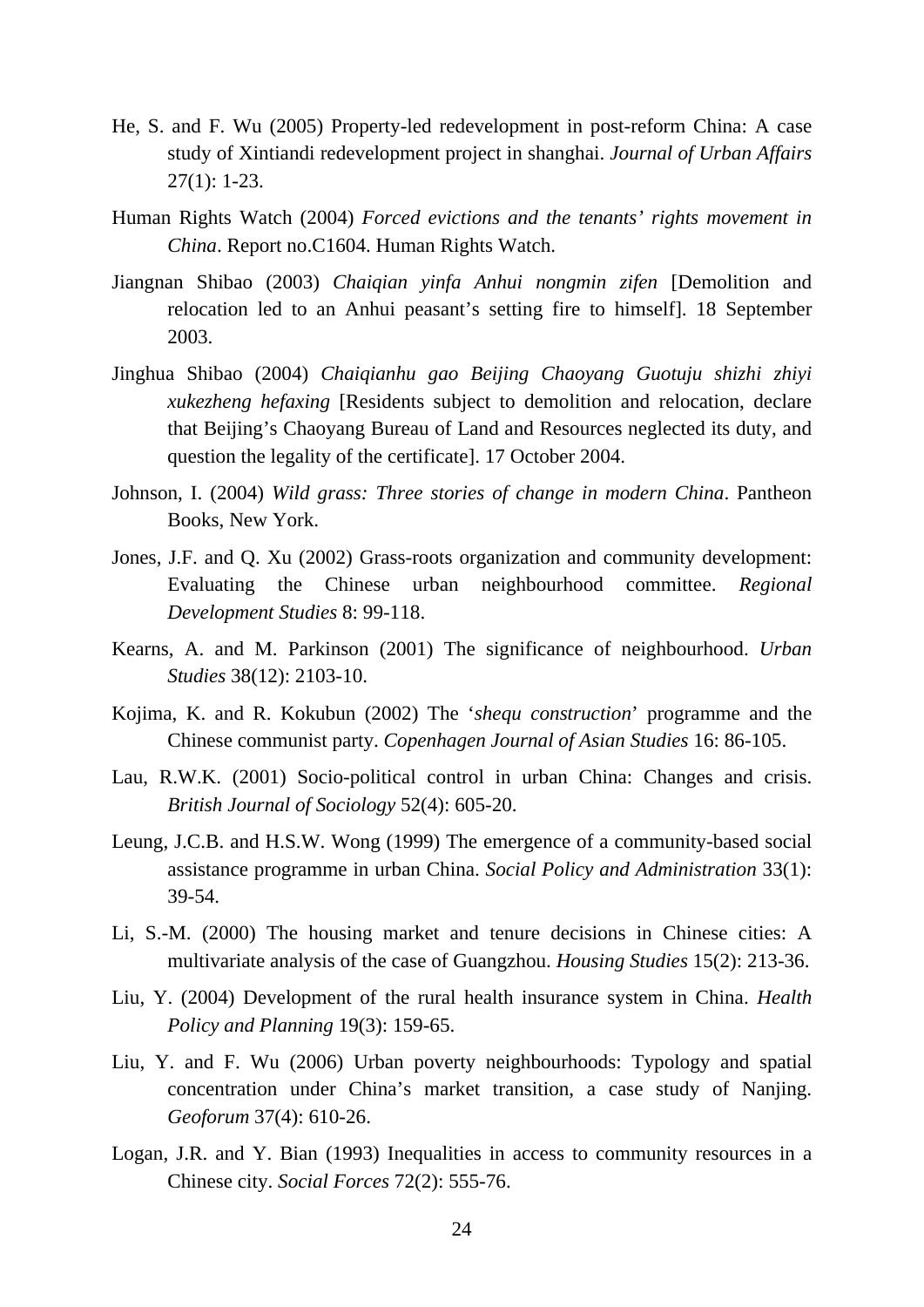He, S. and F. Wu (2005) Property-led redevelopment in post-reform China: A case study of Xintiandi redevelopment project in shanghai. *Journal of Urban Affairs* 27(1): 1-23.

Human Rights Watch (2004) *Forced evictions and the tenants' rights movement in China*. Report no.C1604. Human Rights Watch.

Jiangnan Shibao (2003) *Chaiqian yinfa Anhui nongmin zifen* [Demolition and relocation led to an Anhui peasant's setting fire to himself]. 18 September 2003.

Jinghua Shibao (2004) *Chaiqianhu gao Beijing Chaoyang Guotuju shizhi zhiyi xukezheng hefaxing* [Residents subject to demolition and relocation, declare that Beijing's Chaoyang Bureau of Land and Resources neglected its duty, and question the legality of the certificate]. 17 October 2004.

Johnson, I. (2004) *Wild grass: Three stories of change in modern China*. Pantheon Books, New York.

Jones, J.F. and Q. Xu (2002) Grass-roots organization and community development: Evaluating the Chinese urban neighbourhood committee. *Regional Development Studies* 8: 99-118.

Kearns, A. and M. Parkinson (2001) The significance of neighbourhood. *Urban Studies* 38(12): 2103-10.

Kojima, K. and R. Kokubun (2002) The '*shequ construction*' programme and the Chinese communist party. *Copenhagen Journal of Asian Studies* 16: 86-105.

Lau, R.W.K. (2001) Socio-political control in urban China: Changes and crisis. *British Journal of Sociology* 52(4): 605-20.

Leung, J.C.B. and H.S.W. Wong (1999) The emergence of a community-based social assistance programme in urban China. *Social Policy and Administration* 33(1): 39-54.

Li, S.-M. (2000) The housing market and tenure decisions in Chinese cities: A multivariate analysis of the case of Guangzhou. *Housing Studies* 15(2): 213-36.

Liu, Y. (2004) Development of the rural health insurance system in China. *Health Policy and Planning* 19(3): 159-65.

Liu, Y. and F. Wu (2006) Urban poverty neighbourhoods: Typology and spatial concentration under China's market transition, a case study of Nanjing. *Geoforum* 37(4): 610-26.

Logan, J.R. and Y. Bian (1993) Inequalities in access to community resources in a Chinese city. *Social Forces* 72(2): 555-76.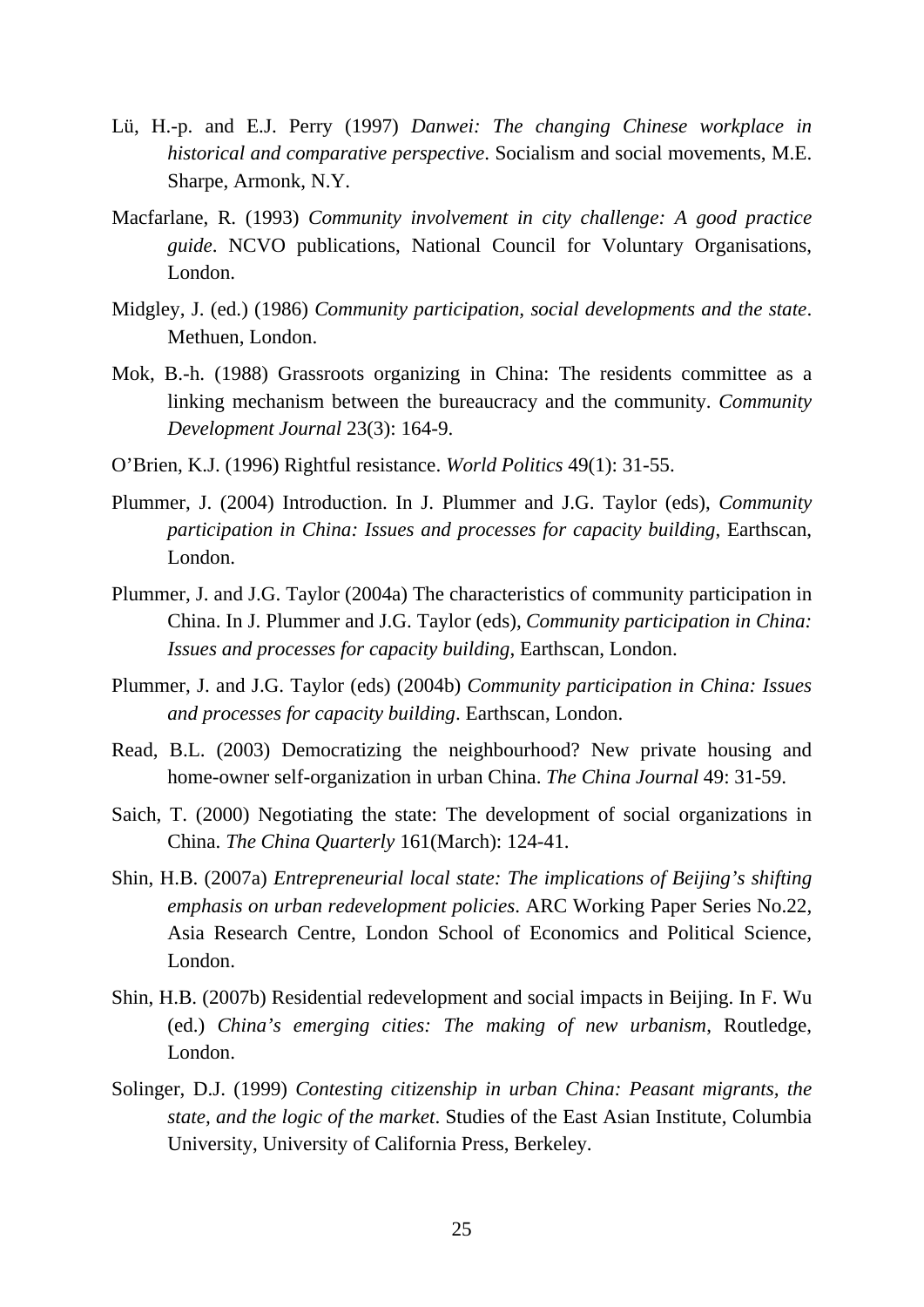Lü, H.-p. and E.J. Perry (1997) *Danwei: The changing Chinese workplace in historical and comparative perspective*. Socialism and social movements, M.E. Sharpe, Armonk, N.Y.

Macfarlane, R. (1993) *Community involvement in city challenge: A good practice guide*. NCVO publications, National Council for Voluntary Organisations, London.

Midgley, J. (ed.) (1986) *Community participation, social developments and the state*. Methuen, London.

Mok, B.-h. (1988) Grassroots organizing in China: The residents committee as a linking mechanism between the bureaucracy and the community. *Community Development Journal* 23(3): 164-9.

O'Brien, K.J. (1996) Rightful resistance. *World Politics* 49(1): 31-55.

Plummer, J. (2004) Introduction. In J. Plummer and J.G. Taylor (eds), *Community participation in China: Issues and processes for capacity building*, Earthscan, London.

Plummer, J. and J.G. Taylor (2004a) The characteristics of community participation in China. In J. Plummer and J.G. Taylor (eds), *Community participation in China: Issues and processes for capacity building*, Earthscan, London.

Plummer, J. and J.G. Taylor (eds) (2004b) *Community participation in China: Issues and processes for capacity building*. Earthscan, London.

Read, B.L. (2003) Democratizing the neighbourhood? New private housing and home-owner self-organization in urban China. *The China Journal* 49: 31-59.

Saich, T. (2000) Negotiating the state: The development of social organizations in China. *The China Quarterly* 161(March): 124-41.

Shin, H.B. (2007a) *Entrepreneurial local state: The implications of Beijing's shifting emphasis on urban redevelopment policies*. ARC Working Paper Series No.22, Asia Research Centre, London School of Economics and Political Science, London.

Shin, H.B. (2007b) Residential redevelopment and social impacts in Beijing. In F. Wu (ed.) *China's emerging cities: The making of new urbanism*, Routledge, London.

Solinger, D.J. (1999) *Contesting citizenship in urban China: Peasant migrants, the state, and the logic of the market*. Studies of the East Asian Institute, Columbia University, University of California Press, Berkeley.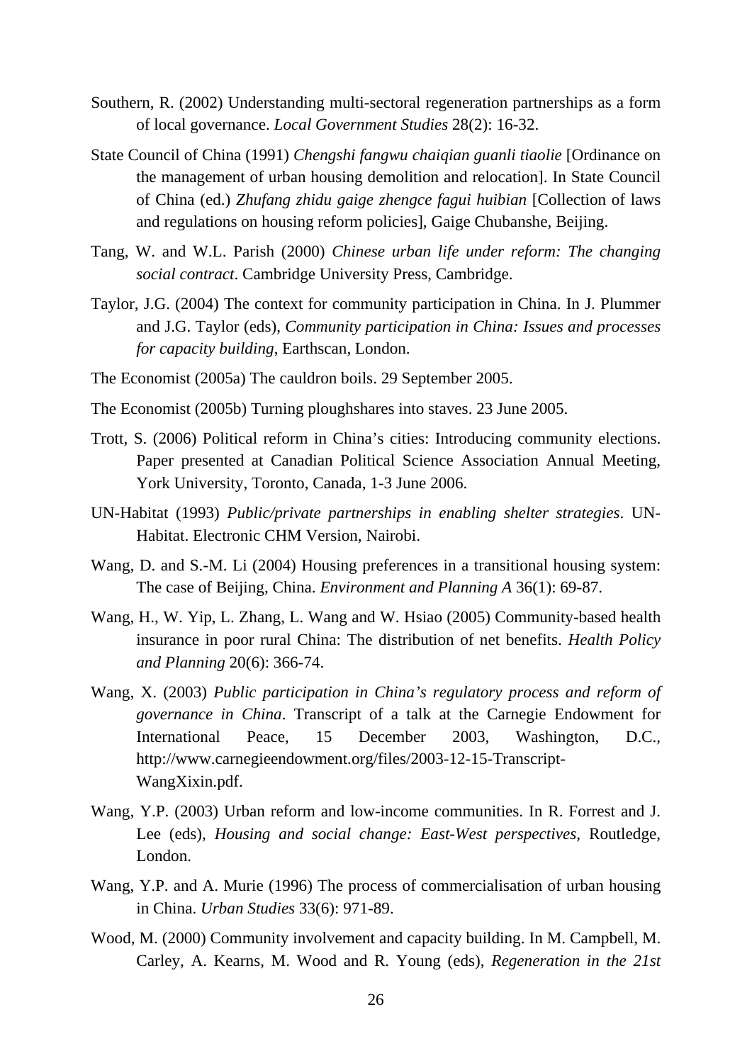Southern, R. (2002) Understanding multi-sectoral regeneration partnerships as a form of local governance. *Local Government Studies* 28(2): 16-32.

State Council of China (1991) *Chengshi fangwu chaiqian guanli tiaolie* [Ordinance on the management of urban housing demolition and relocation]. In State Council of China (ed.) *Zhufang zhidu gaige zhengce fagui huibian* [Collection of laws and regulations on housing reform policies], Gaige Chubanshe, Beijing.

Tang, W. and W.L. Parish (2000) *Chinese urban life under reform: The changing social contract*. Cambridge University Press, Cambridge.

Taylor, J.G. (2004) The context for community participation in China. In J. Plummer and J.G. Taylor (eds), *Community participation in China: Issues and processes for capacity building*, Earthscan, London.

The Economist (2005a) The cauldron boils. 29 September 2005.

The Economist (2005b) Turning ploughshares into staves. 23 June 2005.

Trott, S. (2006) Political reform in China's cities: Introducing community elections. Paper presented at Canadian Political Science Association Annual Meeting, York University, Toronto, Canada, 1-3 June 2006.

UN-Habitat (1993) *Public/private partnerships in enabling shelter strategies*. UN-Habitat. Electronic CHM Version, Nairobi.

Wang, D. and S.-M. Li (2004) Housing preferences in a transitional housing system: The case of Beijing, China. *Environment and Planning A* 36(1): 69-87.

Wang, H., W. Yip, L. Zhang, L. Wang and W. Hsiao (2005) Community-based health insurance in poor rural China: The distribution of net benefits. *Health Policy and Planning* 20(6): 366-74.

Wang, X. (2003) *Public participation in China's regulatory process and reform of governance in China*. Transcript of a talk at the Carnegie Endowment for International Peace, 15 December 2003, Washington, D.C., http://www.carnegieendowment.org/files/2003-12-15-Transcript-WangXixin.pdf.

Wang, Y.P. (2003) Urban reform and low-income communities. In R. Forrest and J. Lee (eds), *Housing and social change: East-West perspectives*, Routledge, London.

Wang, Y.P. and A. Murie (1996) The process of commercialisation of urban housing in China. *Urban Studies* 33(6): 971-89.

Wood, M. (2000) Community involvement and capacity building. In M. Campbell, M. Carley, A. Kearns, M. Wood and R. Young (eds), *Regeneration in the 21st*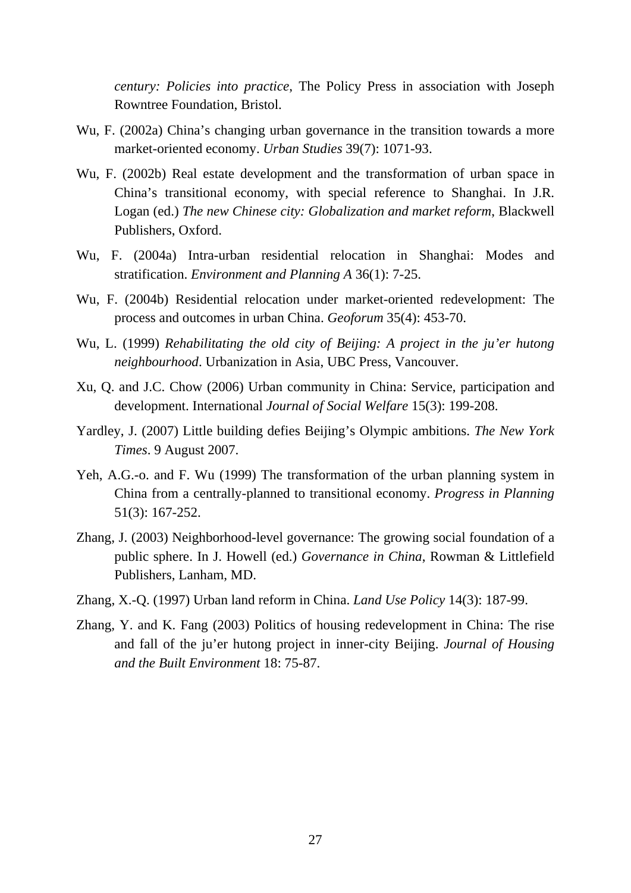*century: Policies into practice*, The Policy Press in association with Joseph Rowntree Foundation, Bristol.

Wu, F. (2002a) China's changing urban governance in the transition towards a more market-oriented economy. *Urban Studies* 39(7): 1071-93.

Wu, F. (2002b) Real estate development and the transformation of urban space in China's transitional economy, with special reference to Shanghai. In J.R. Logan (ed.) *The new Chinese city: Globalization and market reform*, Blackwell Publishers, Oxford.

Wu, F. (2004a) Intra-urban residential relocation in Shanghai: Modes and stratification. *Environment and Planning A* 36(1): 7-25.

Wu, F. (2004b) Residential relocation under market-oriented redevelopment: The process and outcomes in urban China. *Geoforum* 35(4): 453-70.

Wu, L. (1999) *Rehabilitating the old city of Beijing: A project in the ju'er hutong neighbourhood*. Urbanization in Asia, UBC Press, Vancouver.

Xu, Q. and J.C. Chow (2006) Urban community in China: Service, participation and development. International *Journal of Social Welfare* 15(3): 199-208.

Yardley, J. (2007) Little building defies Beijing's Olympic ambitions. *The New York Times*. 9 August 2007.

Yeh, A.G.-o. and F. Wu (1999) The transformation of the urban planning system in China from a centrally-planned to transitional economy. *Progress in Planning* 51(3): 167-252.

Zhang, J. (2003) Neighborhood-level governance: The growing social foundation of a public sphere. In J. Howell (ed.) *Governance in China*, Rowman & Littlefield Publishers, Lanham, MD.

Zhang, X.-Q. (1997) Urban land reform in China. *Land Use Policy* 14(3): 187-99.

Zhang, Y. and K. Fang (2003) Politics of housing redevelopment in China: The rise and fall of the ju'er hutong project in inner-city Beijing. *Journal of Housing and the Built Environment* 18: 75-87.